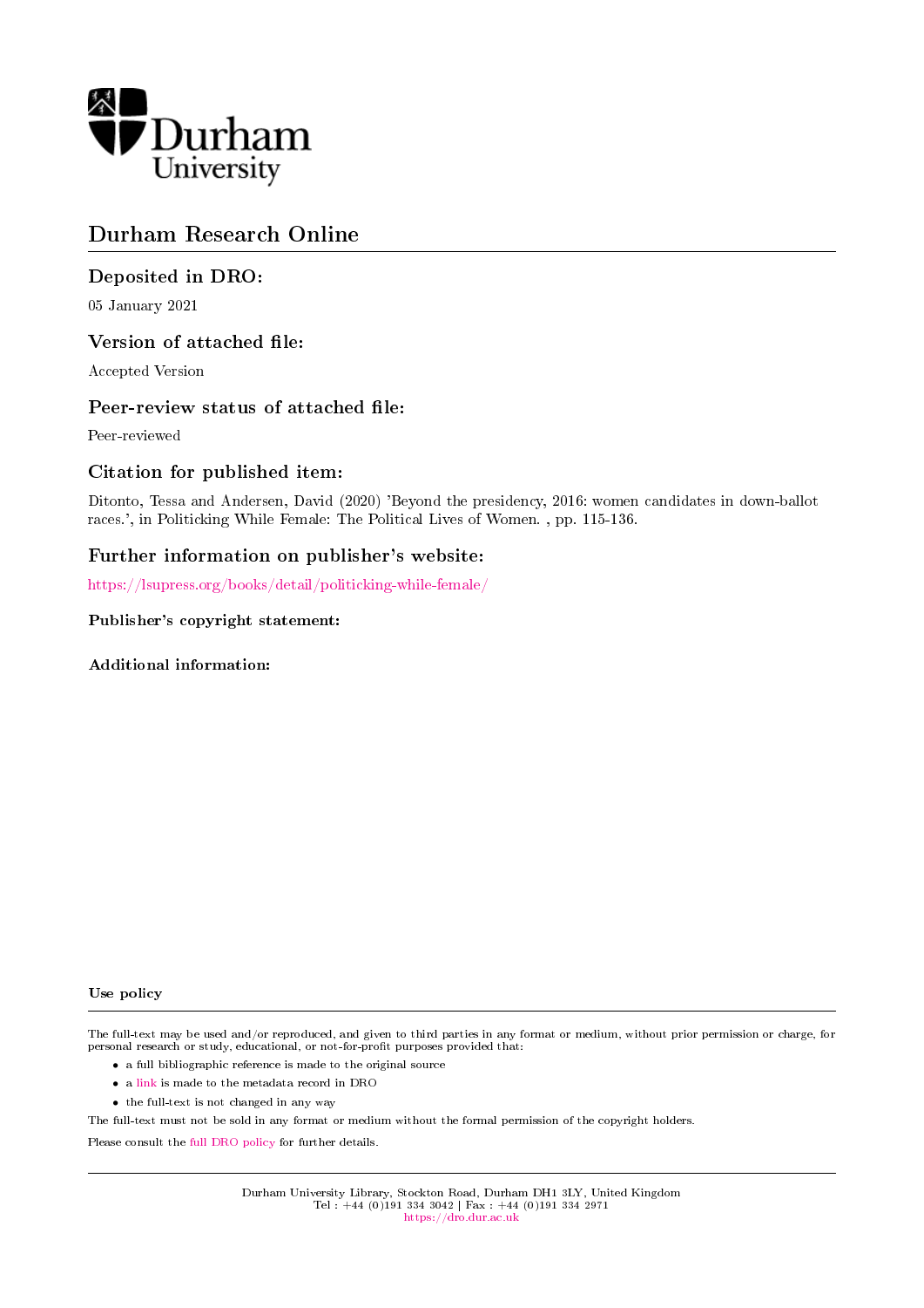Durham University

# Durham Research Online

## Deposited in DRO:

05 January 2021

## Version of attached file:

Accepted Version

## Peer-review status of attached file:

Peer-reviewed

## Citation for published item:

Ditonto, Tessa and Andersen, David (2020) 'Beyond the presidency, 2016: women candidates in down-ballot races.', in Politicking While Female: The Political Lives of Women. , pp. 115-136.

## Further information on publisher's website:

https://lsupress.org/books/detail/politicking-while-female/

### Publisher's copyright statement:

### Additional information:

### Use policy

The full-text may be used and/or reproduced, and given to third parties in any format or medium, without prior permission or charge, for personal research or study, educational, or not-for-profit purposes provided that:

- a full bibliographic reference is made to the original source
- a link is made to the metadata record in DRO
- the full-text is not changed in any way

The full-text must not be sold in any format or medium without the formal permission of the copyright holders.

Please consult the full DRO policy for further details.

Durham University Library, Stockton Road, Durham DH1 3LY, United Kingdom
Tel : +44 (0)191 334 3042 | Fax : +44 (0)191 334 2971
https://dro.dur.ac.uk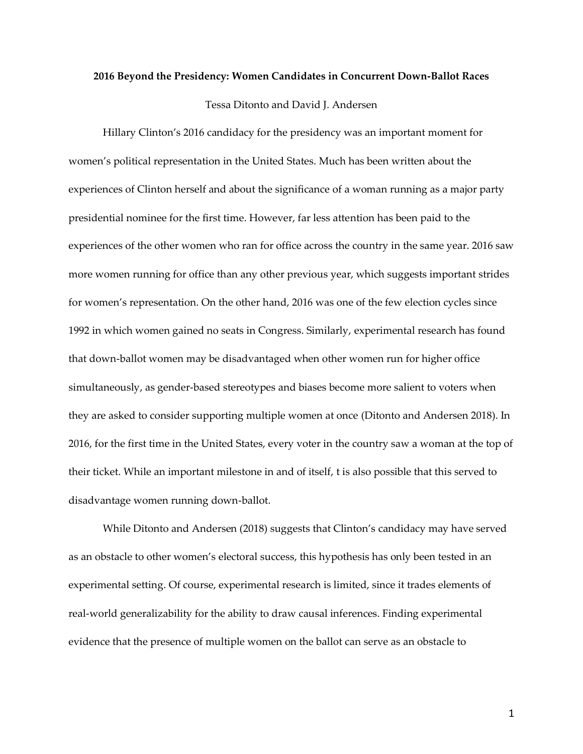**2016 Beyond the Presidency: Women Candidates in Concurrent Down-Ballot Races**

Tessa Ditonto and David J. Andersen

Hillary Clinton's 2016 candidacy for the presidency was an important moment for women's political representation in the United States. Much has been written about the experiences of Clinton herself and about the significance of a woman running as a major party presidential nominee for the first time. However, far less attention has been paid to the experiences of the other women who ran for office across the country in the same year. 2016 saw more women running for office than any other previous year, which suggests important strides for women's representation. On the other hand, 2016 was one of the few election cycles since 1992 in which women gained no seats in Congress. Similarly, experimental research has found that down-ballot women may be disadvantaged when other women run for higher office simultaneously, as gender-based stereotypes and biases become more salient to voters when they are asked to consider supporting multiple women at once (Ditonto and Andersen 2018). In 2016, for the first time in the United States, every voter in the country saw a woman at the top of their ticket. While an important milestone in and of itself, t is also possible that this served to disadvantage women running down-ballot.

While Ditonto and Andersen (2018) suggests that Clinton's candidacy may have served as an obstacle to other women's electoral success, this hypothesis has only been tested in an experimental setting. Of course, experimental research is limited, since it trades elements of real-world generalizability for the ability to draw causal inferences. Finding experimental evidence that the presence of multiple women on the ballot can serve as an obstacle to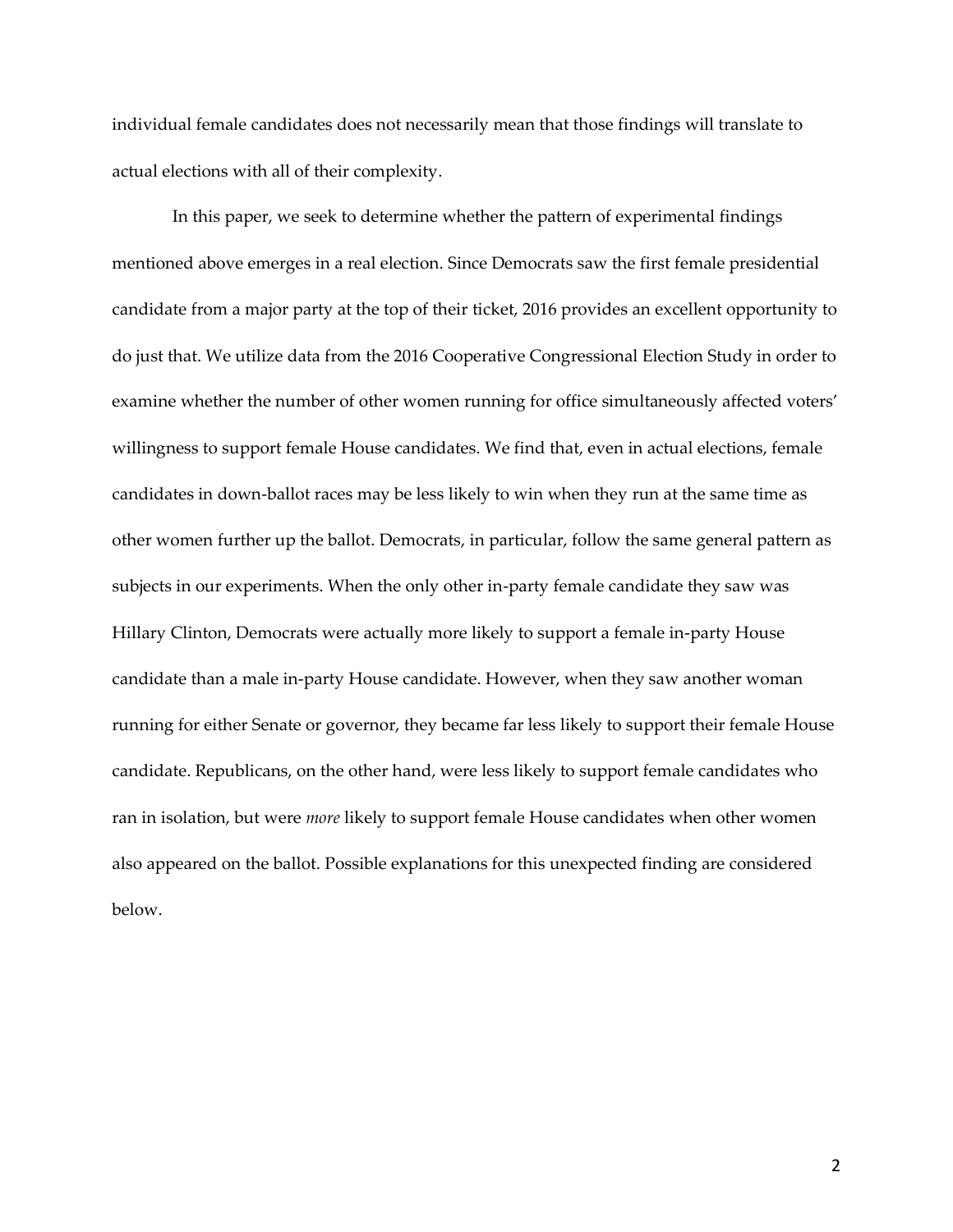individual female candidates does not necessarily mean that those findings will translate to actual elections with all of their complexity.

In this paper, we seek to determine whether the pattern of experimental findings mentioned above emerges in a real election. Since Democrats saw the first female presidential candidate from a major party at the top of their ticket, 2016 provides an excellent opportunity to do just that. We utilize data from the 2016 Cooperative Congressional Election Study in order to examine whether the number of other women running for office simultaneously affected voters' willingness to support female House candidates. We find that, even in actual elections, female candidates in down-ballot races may be less likely to win when they run at the same time as other women further up the ballot. Democrats, in particular, follow the same general pattern as subjects in our experiments. When the only other in-party female candidate they saw was Hillary Clinton, Democrats were actually more likely to support a female in-party House candidate than a male in-party House candidate. However, when they saw another woman running for either Senate or governor, they became far less likely to support their female House candidate. Republicans, on the other hand, were less likely to support female candidates who ran in isolation, but were *more* likely to support female House candidates when other women also appeared on the ballot. Possible explanations for this unexpected finding are considered below.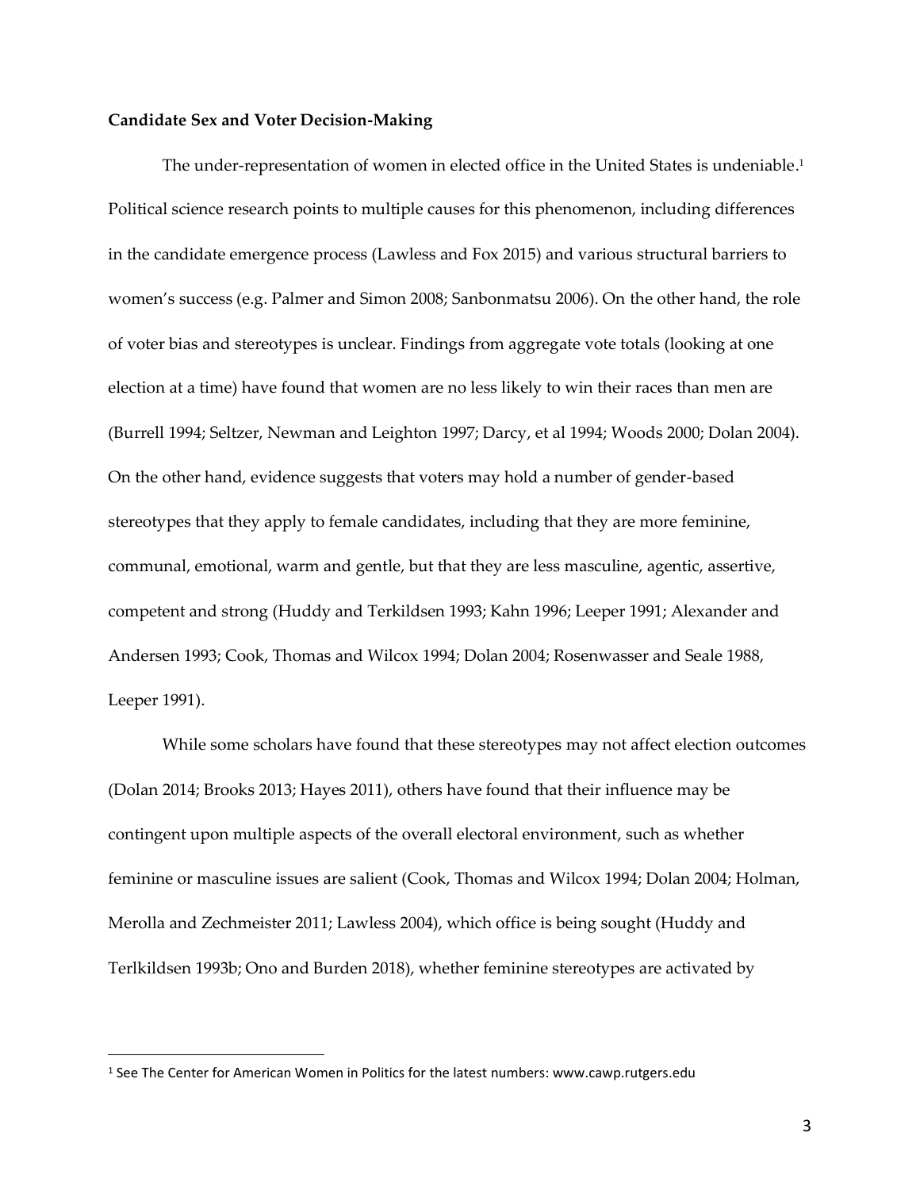**Candidate Sex and Voter Decision-Making**

The under-representation of women in elected office in the United States is undeniable.[1] Political science research points to multiple causes for this phenomenon, including differences in the candidate emergence process (Lawless and Fox 2015) and various structural barriers to women's success (e.g. Palmer and Simon 2008; Sanbonmatsu 2006). On the other hand, the role of voter bias and stereotypes is unclear. Findings from aggregate vote totals (looking at one election at a time) have found that women are no less likely to win their races than men are (Burrell 1994; Seltzer, Newman and Leighton 1997; Darcy, et al 1994; Woods 2000; Dolan 2004). On the other hand, evidence suggests that voters may hold a number of gender-based stereotypes that they apply to female candidates, including that they are more feminine, communal, emotional, warm and gentle, but that they are less masculine, agentic, assertive, competent and strong (Huddy and Terkildsen 1993; Kahn 1996; Leeper 1991; Alexander and Andersen 1993; Cook, Thomas and Wilcox 1994; Dolan 2004; Rosenwasser and Seale 1988, Leeper 1991).

While some scholars have found that these stereotypes may not affect election outcomes (Dolan 2014; Brooks 2013; Hayes 2011), others have found that their influence may be contingent upon multiple aspects of the overall electoral environment, such as whether feminine or masculine issues are salient (Cook, Thomas and Wilcox 1994; Dolan 2004; Holman, Merolla and Zechmeister 2011; Lawless 2004), which office is being sought (Huddy and Terlkildsen 1993b; Ono and Burden 2018), whether feminine stereotypes are activated by

[1] See The Center for American Women in Politics for the latest numbers: www.cawp.rutgers.edu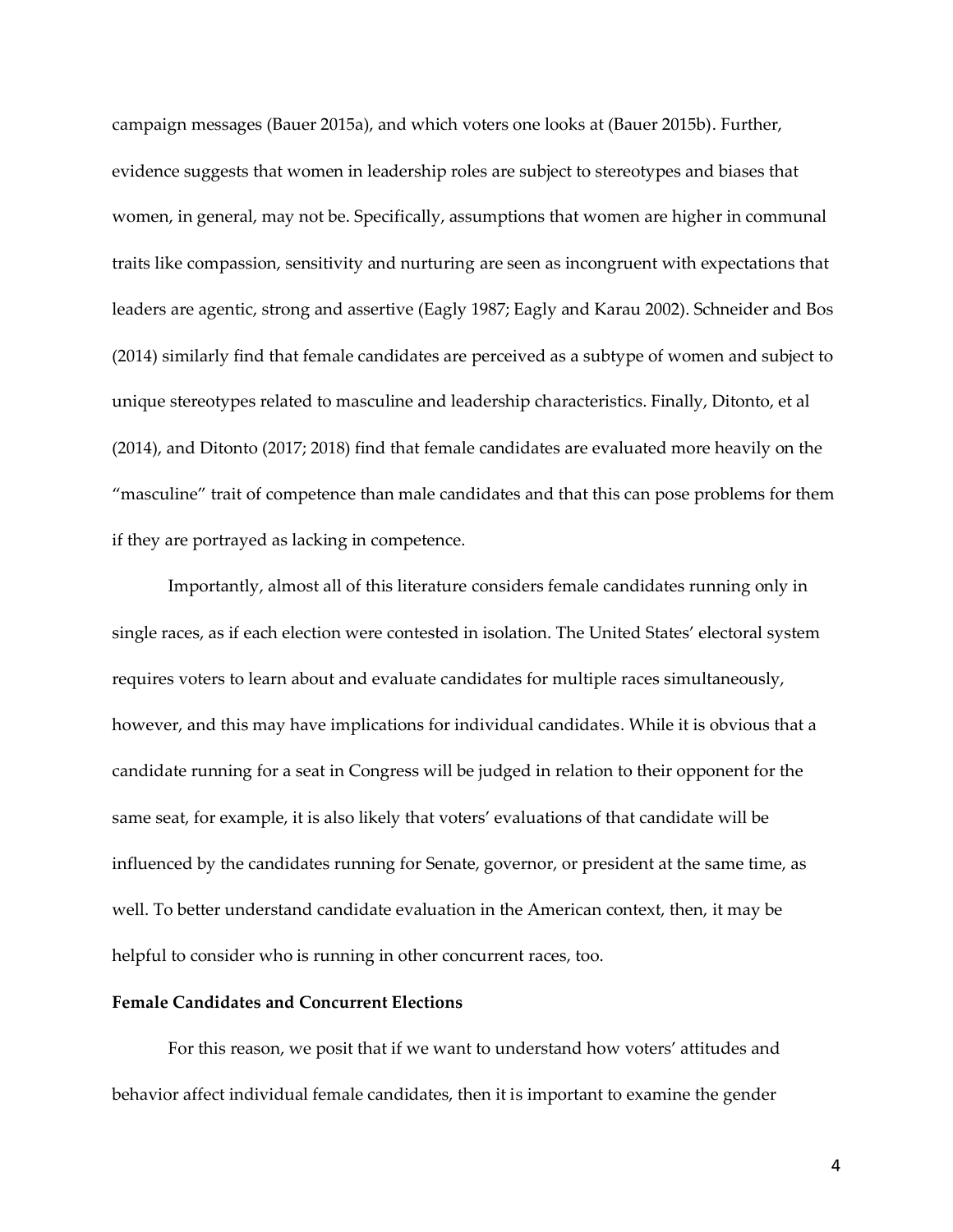campaign messages (Bauer 2015a), and which voters one looks at (Bauer 2015b). Further, evidence suggests that women in leadership roles are subject to stereotypes and biases that women, in general, may not be. Specifically, assumptions that women are higher in communal traits like compassion, sensitivity and nurturing are seen as incongruent with expectations that leaders are agentic, strong and assertive (Eagly 1987; Eagly and Karau 2002). Schneider and Bos (2014) similarly find that female candidates are perceived as a subtype of women and subject to unique stereotypes related to masculine and leadership characteristics. Finally, Ditonto, et al (2014), and Ditonto (2017; 2018) find that female candidates are evaluated more heavily on the "masculine" trait of competence than male candidates and that this can pose problems for them if they are portrayed as lacking in competence.

Importantly, almost all of this literature considers female candidates running only in single races, as if each election were contested in isolation. The United States' electoral system requires voters to learn about and evaluate candidates for multiple races simultaneously, however, and this may have implications for individual candidates. While it is obvious that a candidate running for a seat in Congress will be judged in relation to their opponent for the same seat, for example, it is also likely that voters' evaluations of that candidate will be influenced by the candidates running for Senate, governor, or president at the same time, as well. To better understand candidate evaluation in the American context, then, it may be helpful to consider who is running in other concurrent races, too.

**Female Candidates and Concurrent Elections**

For this reason, we posit that if we want to understand how voters' attitudes and behavior affect individual female candidates, then it is important to examine the gender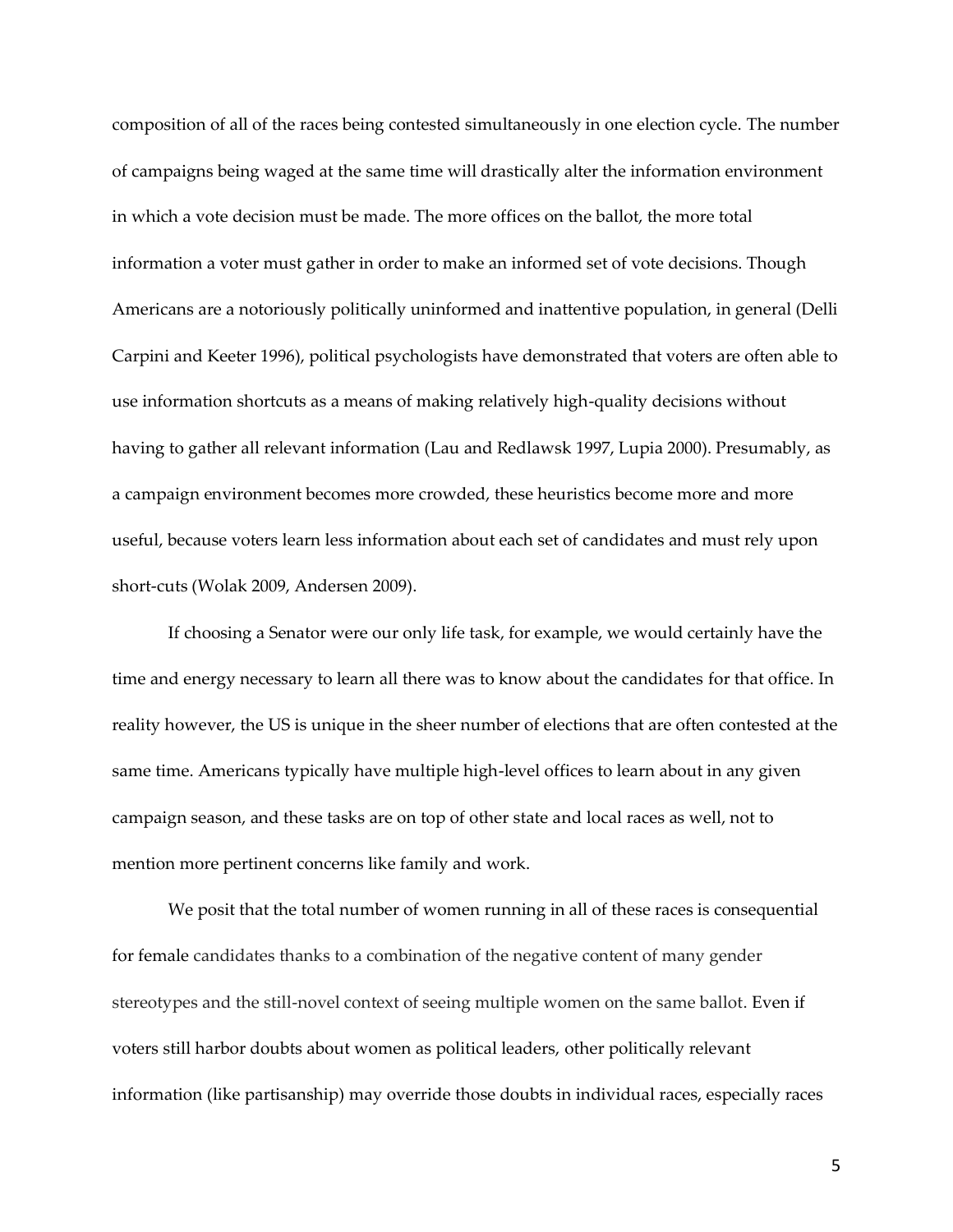composition of all of the races being contested simultaneously in one election cycle. The number of campaigns being waged at the same time will drastically alter the information environment in which a vote decision must be made. The more offices on the ballot, the more total information a voter must gather in order to make an informed set of vote decisions. Though Americans are a notoriously politically uninformed and inattentive population, in general (Delli Carpini and Keeter 1996), political psychologists have demonstrated that voters are often able to use information shortcuts as a means of making relatively high-quality decisions without having to gather all relevant information (Lau and Redlawsk 1997, Lupia 2000). Presumably, as a campaign environment becomes more crowded, these heuristics become more and more useful, because voters learn less information about each set of candidates and must rely upon short-cuts (Wolak 2009, Andersen 2009).

If choosing a Senator were our only life task, for example, we would certainly have the time and energy necessary to learn all there was to know about the candidates for that office. In reality however, the US is unique in the sheer number of elections that are often contested at the same time. Americans typically have multiple high-level offices to learn about in any given campaign season, and these tasks are on top of other state and local races as well, not to mention more pertinent concerns like family and work.

We posit that the total number of women running in all of these races is consequential for female candidates thanks to a combination of the negative content of many gender stereotypes and the still-novel context of seeing multiple women on the same ballot. Even if voters still harbor doubts about women as political leaders, other politically relevant information (like partisanship) may override those doubts in individual races, especially races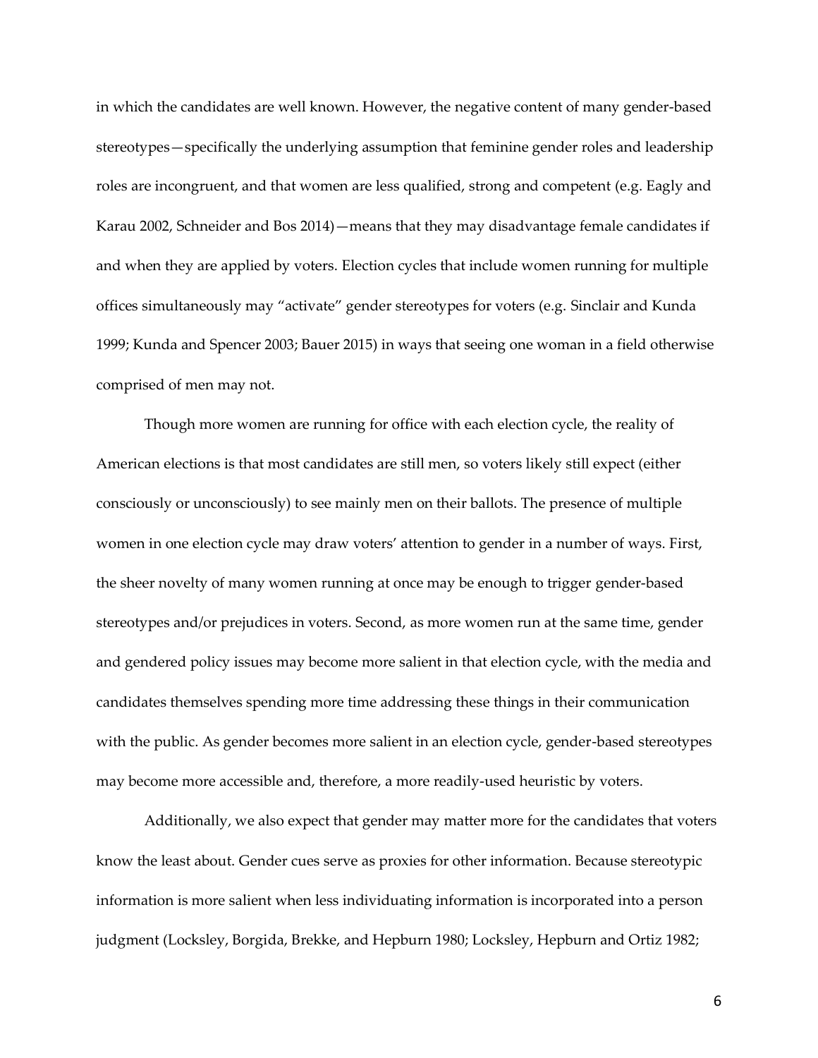in which the candidates are well known. However, the negative content of many gender-based stereotypes—specifically the underlying assumption that feminine gender roles and leadership roles are incongruent, and that women are less qualified, strong and competent (e.g. Eagly and Karau 2002, Schneider and Bos 2014)—means that they may disadvantage female candidates if and when they are applied by voters. Election cycles that include women running for multiple offices simultaneously may "activate" gender stereotypes for voters (e.g. Sinclair and Kunda 1999; Kunda and Spencer 2003; Bauer 2015) in ways that seeing one woman in a field otherwise comprised of men may not.

Though more women are running for office with each election cycle, the reality of American elections is that most candidates are still men, so voters likely still expect (either consciously or unconsciously) to see mainly men on their ballots. The presence of multiple women in one election cycle may draw voters' attention to gender in a number of ways. First, the sheer novelty of many women running at once may be enough to trigger gender-based stereotypes and/or prejudices in voters. Second, as more women run at the same time, gender and gendered policy issues may become more salient in that election cycle, with the media and candidates themselves spending more time addressing these things in their communication with the public. As gender becomes more salient in an election cycle, gender-based stereotypes may become more accessible and, therefore, a more readily-used heuristic by voters.

Additionally, we also expect that gender may matter more for the candidates that voters know the least about. Gender cues serve as proxies for other information. Because stereotypic information is more salient when less individuating information is incorporated into a person judgment (Locksley, Borgida, Brekke, and Hepburn 1980; Locksley, Hepburn and Ortiz 1982;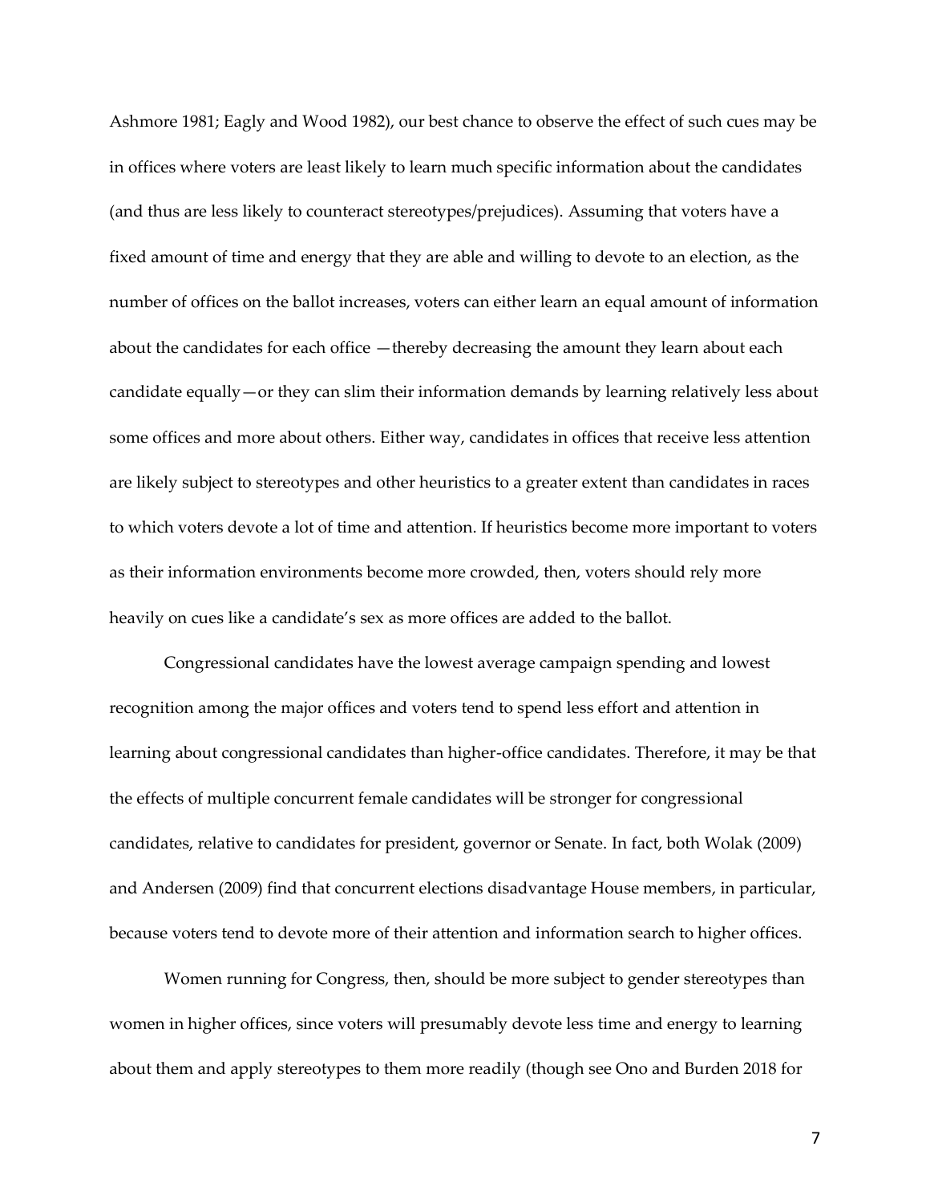Ashmore 1981; Eagly and Wood 1982), our best chance to observe the effect of such cues may be in offices where voters are least likely to learn much specific information about the candidates (and thus are less likely to counteract stereotypes/prejudices). Assuming that voters have a fixed amount of time and energy that they are able and willing to devote to an election, as the number of offices on the ballot increases, voters can either learn an equal amount of information about the candidates for each office —thereby decreasing the amount they learn about each candidate equally—or they can slim their information demands by learning relatively less about some offices and more about others. Either way, candidates in offices that receive less attention are likely subject to stereotypes and other heuristics to a greater extent than candidates in races to which voters devote a lot of time and attention. If heuristics become more important to voters as their information environments become more crowded, then, voters should rely more heavily on cues like a candidate's sex as more offices are added to the ballot.

Congressional candidates have the lowest average campaign spending and lowest recognition among the major offices and voters tend to spend less effort and attention in learning about congressional candidates than higher-office candidates. Therefore, it may be that the effects of multiple concurrent female candidates will be stronger for congressional candidates, relative to candidates for president, governor or Senate. In fact, both Wolak (2009) and Andersen (2009) find that concurrent elections disadvantage House members, in particular, because voters tend to devote more of their attention and information search to higher offices.

Women running for Congress, then, should be more subject to gender stereotypes than women in higher offices, since voters will presumably devote less time and energy to learning about them and apply stereotypes to them more readily (though see Ono and Burden 2018 for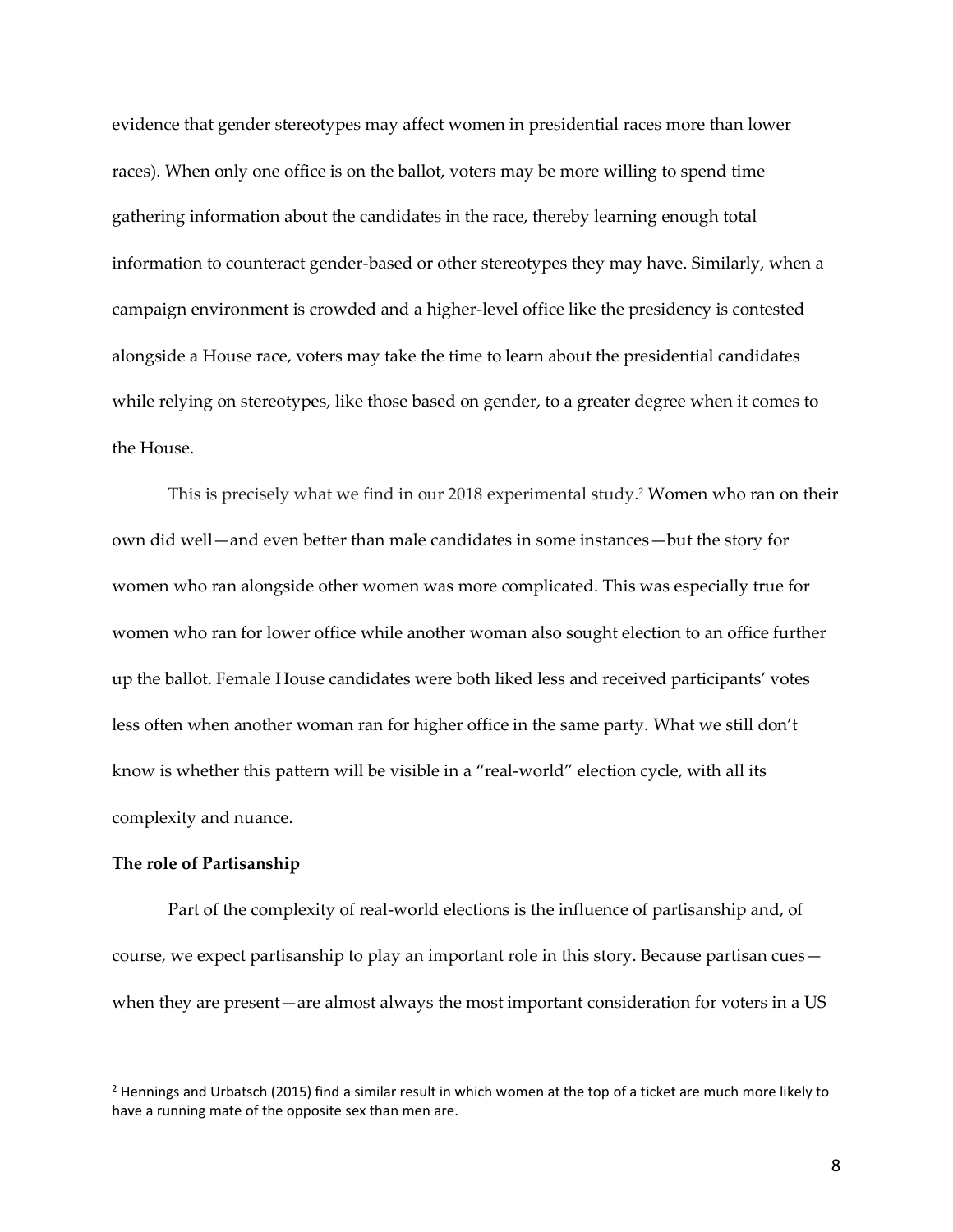evidence that gender stereotypes may affect women in presidential races more than lower races). When only one office is on the ballot, voters may be more willing to spend time gathering information about the candidates in the race, thereby learning enough total information to counteract gender-based or other stereotypes they may have. Similarly, when a campaign environment is crowded and a higher-level office like the presidency is contested alongside a House race, voters may take the time to learn about the presidential candidates while relying on stereotypes, like those based on gender, to a greater degree when it comes to the House.

This is precisely what we find in our 2018 experimental study.[2] Women who ran on their own did well—and even better than male candidates in some instances—but the story for women who ran alongside other women was more complicated. This was especially true for women who ran for lower office while another woman also sought election to an office further up the ballot. Female House candidates were both liked less and received participants' votes less often when another woman ran for higher office in the same party. What we still don't know is whether this pattern will be visible in a "real-world" election cycle, with all its complexity and nuance.

**The role of Partisanship**

Part of the complexity of real-world elections is the influence of partisanship and, of course, we expect partisanship to play an important role in this story. Because partisan cues—when they are present—are almost always the most important consideration for voters in a US

[2] Hennings and Urbatsch (2015) find a similar result in which women at the top of a ticket are much more likely to have a running mate of the opposite sex than men are.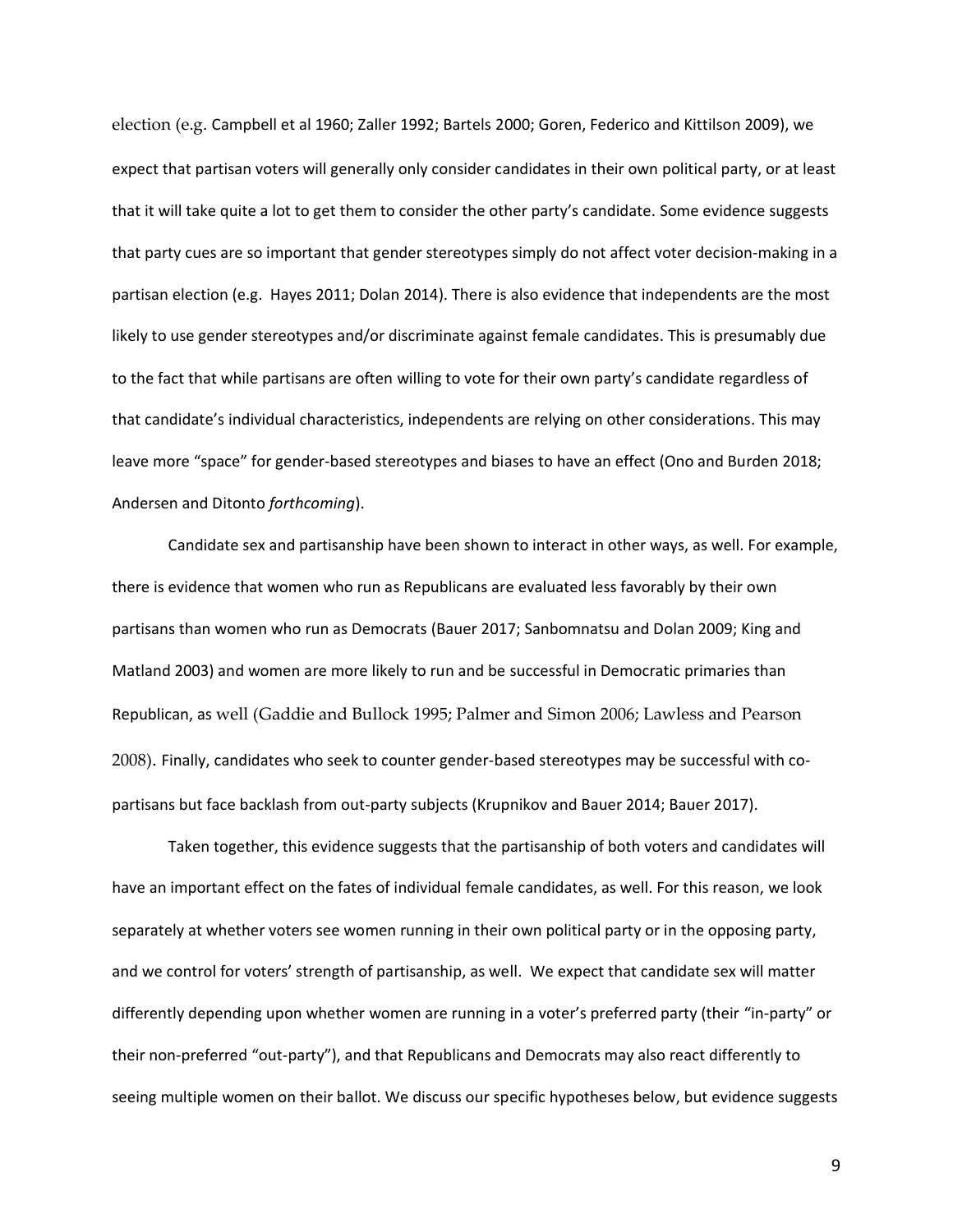election (e.g. Campbell et al 1960; Zaller 1992; Bartels 2000; Goren, Federico and Kittilson 2009), we expect that partisan voters will generally only consider candidates in their own political party, or at least that it will take quite a lot to get them to consider the other party's candidate. Some evidence suggests that party cues are so important that gender stereotypes simply do not affect voter decision-making in a partisan election (e.g. Hayes 2011; Dolan 2014). There is also evidence that independents are the most likely to use gender stereotypes and/or discriminate against female candidates. This is presumably due to the fact that while partisans are often willing to vote for their own party's candidate regardless of that candidate's individual characteristics, independents are relying on other considerations. This may leave more "space" for gender-based stereotypes and biases to have an effect (Ono and Burden 2018; Andersen and Ditonto *forthcoming*).

Candidate sex and partisanship have been shown to interact in other ways, as well. For example, there is evidence that women who run as Republicans are evaluated less favorably by their own partisans than women who run as Democrats (Bauer 2017; Sanbomnatsu and Dolan 2009; King and Matland 2003) and women are more likely to run and be successful in Democratic primaries than Republican, as well (Gaddie and Bullock 1995; Palmer and Simon 2006; Lawless and Pearson 2008). Finally, candidates who seek to counter gender-based stereotypes may be successful with co-partisans but face backlash from out-party subjects (Krupnikov and Bauer 2014; Bauer 2017).

Taken together, this evidence suggests that the partisanship of both voters and candidates will have an important effect on the fates of individual female candidates, as well. For this reason, we look separately at whether voters see women running in their own political party or in the opposing party, and we control for voters' strength of partisanship, as well. We expect that candidate sex will matter differently depending upon whether women are running in a voter's preferred party (their "in-party" or their non-preferred "out-party"), and that Republicans and Democrats may also react differently to seeing multiple women on their ballot. We discuss our specific hypotheses below, but evidence suggests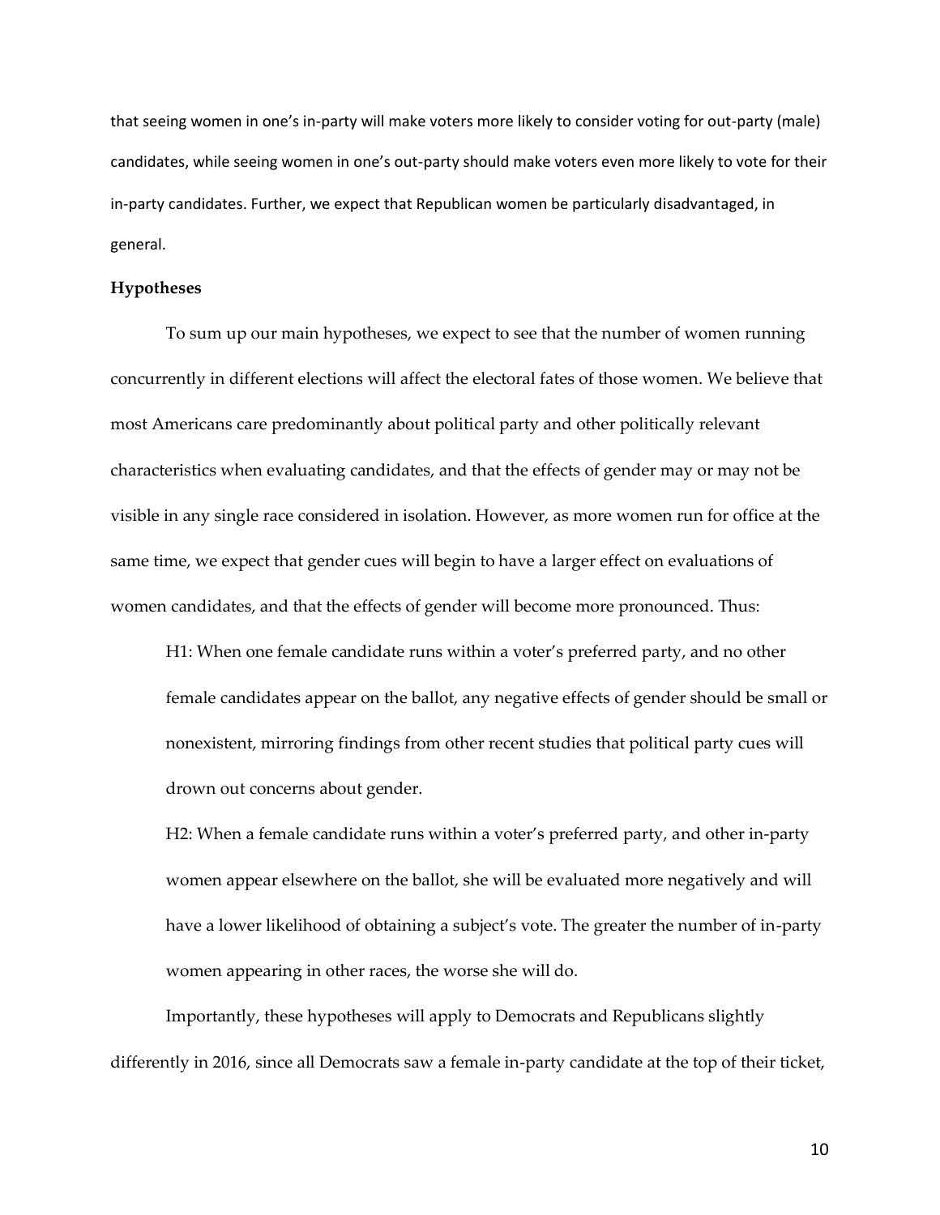that seeing women in one's in-party will make voters more likely to consider voting for out-party (male) candidates, while seeing women in one's out-party should make voters even more likely to vote for their in-party candidates. Further, we expect that Republican women be particularly disadvantaged, in general.

### Hypotheses

To sum up our main hypotheses, we expect to see that the number of women running concurrently in different elections will affect the electoral fates of those women. We believe that most Americans care predominantly about political party and other politically relevant characteristics when evaluating candidates, and that the effects of gender may or may not be visible in any single race considered in isolation. However, as more women run for office at the same time, we expect that gender cues will begin to have a larger effect on evaluations of women candidates, and that the effects of gender will become more pronounced. Thus:

> H1: When one female candidate runs within a voter's preferred party, and no other female candidates appear on the ballot, any negative effects of gender should be small or nonexistent, mirroring findings from other recent studies that political party cues will drown out concerns about gender.
>
> H2: When a female candidate runs within a voter's preferred party, and other in-party women appear elsewhere on the ballot, she will be evaluated more negatively and will have a lower likelihood of obtaining a subject's vote. The greater the number of in-party women appearing in other races, the worse she will do.

Importantly, these hypotheses will apply to Democrats and Republicans slightly differently in 2016, since all Democrats saw a female in-party candidate at the top of their ticket,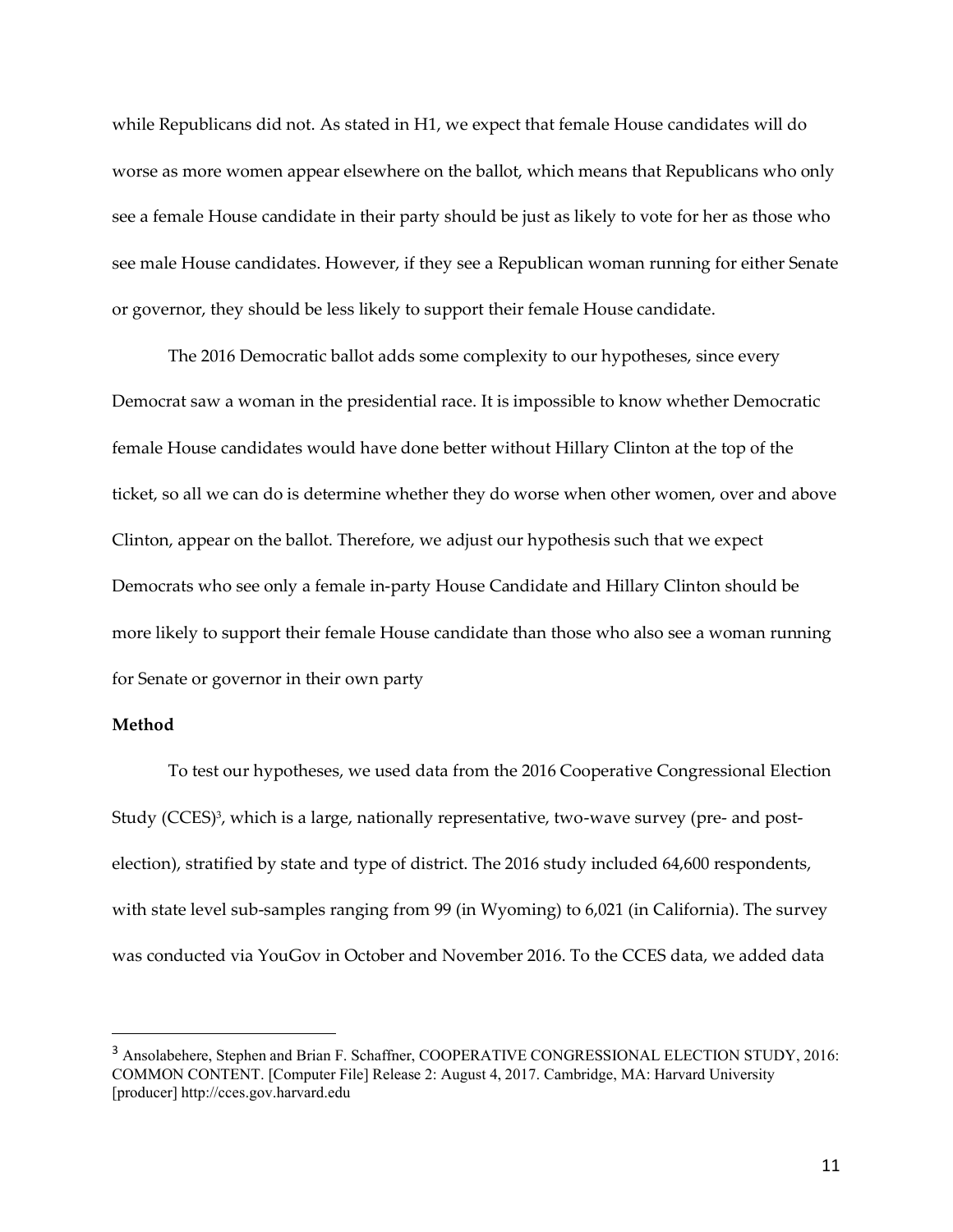while Republicans did not. As stated in H1, we expect that female House candidates will do worse as more women appear elsewhere on the ballot, which means that Republicans who only see a female House candidate in their party should be just as likely to vote for her as those who see male House candidates. However, if they see a Republican woman running for either Senate or governor, they should be less likely to support their female House candidate.

The 2016 Democratic ballot adds some complexity to our hypotheses, since every Democrat saw a woman in the presidential race. It is impossible to know whether Democratic female House candidates would have done better without Hillary Clinton at the top of the ticket, so all we can do is determine whether they do worse when other women, over and above Clinton, appear on the ballot. Therefore, we adjust our hypothesis such that we expect Democrats who see only a female in-party House Candidate and Hillary Clinton should be more likely to support their female House candidate than those who also see a woman running for Senate or governor in their own party

**Method**

To test our hypotheses, we used data from the 2016 Cooperative Congressional Election Study (CCES)[3], which is a large, nationally representative, two-wave survey (pre- and post-election), stratified by state and type of district. The 2016 study included 64,600 respondents, with state level sub-samples ranging from 99 (in Wyoming) to 6,021 (in California). The survey was conducted via YouGov in October and November 2016. To the CCES data, we added data

---

[3] Ansolabehere, Stephen and Brian F. Schaffner, COOPERATIVE CONGRESSIONAL ELECTION STUDY, 2016: COMMON CONTENT. [Computer File] Release 2: August 4, 2017. Cambridge, MA: Harvard University [producer] http://cces.gov.harvard.edu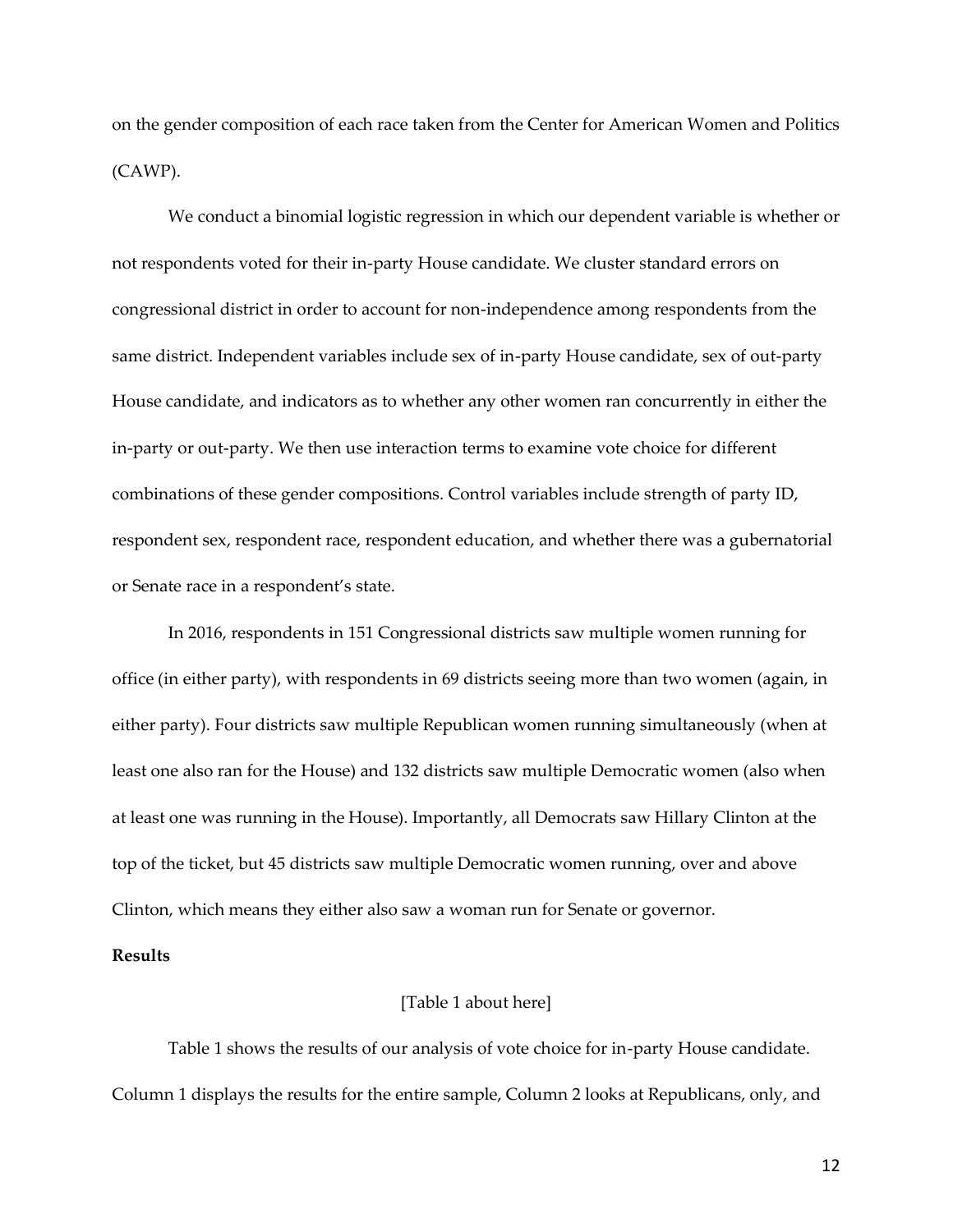on the gender composition of each race taken from the Center for American Women and Politics (CAWP).

We conduct a binomial logistic regression in which our dependent variable is whether or not respondents voted for their in-party House candidate. We cluster standard errors on congressional district in order to account for non-independence among respondents from the same district. Independent variables include sex of in-party House candidate, sex of out-party House candidate, and indicators as to whether any other women ran concurrently in either the in-party or out-party. We then use interaction terms to examine vote choice for different combinations of these gender compositions. Control variables include strength of party ID, respondent sex, respondent race, respondent education, and whether there was a gubernatorial or Senate race in a respondent's state.

In 2016, respondents in 151 Congressional districts saw multiple women running for office (in either party), with respondents in 69 districts seeing more than two women (again, in either party). Four districts saw multiple Republican women running simultaneously (when at least one also ran for the House) and 132 districts saw multiple Democratic women (also when at least one was running in the House). Importantly, all Democrats saw Hillary Clinton at the top of the ticket, but 45 districts saw multiple Democratic women running, over and above Clinton, which means they either also saw a woman run for Senate or governor.

**Results**

[Table 1 about here]

Table 1 shows the results of our analysis of vote choice for in-party House candidate. Column 1 displays the results for the entire sample, Column 2 looks at Republicans, only, and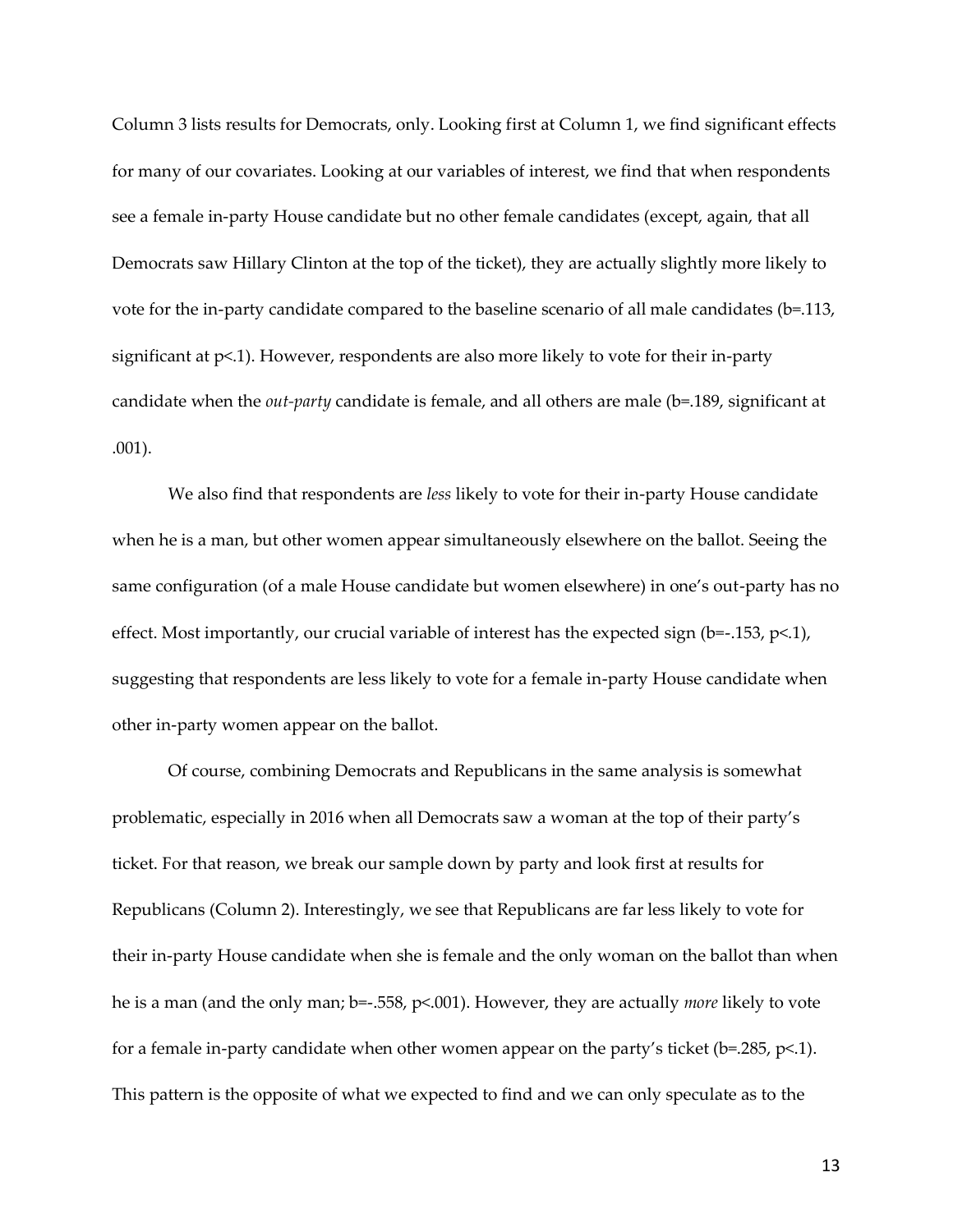Column 3 lists results for Democrats, only. Looking first at Column 1, we find significant effects for many of our covariates. Looking at our variables of interest, we find that when respondents see a female in-party House candidate but no other female candidates (except, again, that all Democrats saw Hillary Clinton at the top of the ticket), they are actually slightly more likely to vote for the in-party candidate compared to the baseline scenario of all male candidates ($b=.113$, significant at $p<.1$). However, respondents are also more likely to vote for their in-party candidate when the *out-party* candidate is female, and all others are male ($b=.189$, significant at .001).

We also find that respondents are *less* likely to vote for their in-party House candidate when he is a man, but other women appear simultaneously elsewhere on the ballot. Seeing the same configuration (of a male House candidate but women elsewhere) in one's out-party has no effect. Most importantly, our crucial variable of interest has the expected sign ($b=-.153$, $p<.1$), suggesting that respondents are less likely to vote for a female in-party House candidate when other in-party women appear on the ballot.

Of course, combining Democrats and Republicans in the same analysis is somewhat problematic, especially in 2016 when all Democrats saw a woman at the top of their party's ticket. For that reason, we break our sample down by party and look first at results for Republicans (Column 2). Interestingly, we see that Republicans are far less likely to vote for their in-party House candidate when she is female and the only woman on the ballot than when he is a man (and the only man; $b=-.558$, $p<.001$). However, they are actually *more* likely to vote for a female in-party candidate when other women appear on the party's ticket ($b=.285$, $p<.1$). This pattern is the opposite of what we expected to find and we can only speculate as to the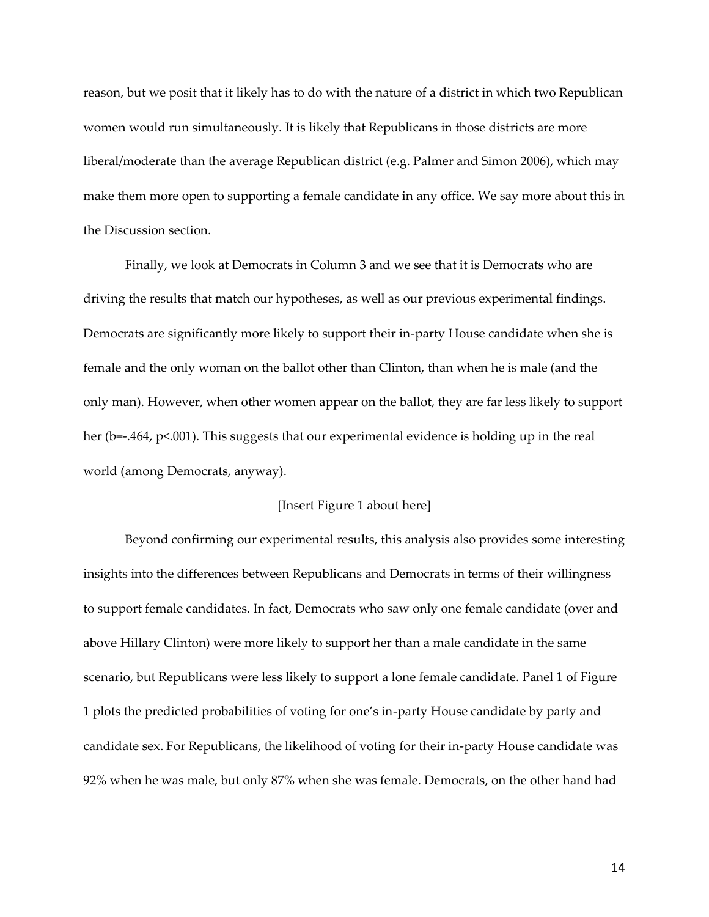reason, but we posit that it likely has to do with the nature of a district in which two Republican women would run simultaneously. It is likely that Republicans in those districts are more liberal/moderate than the average Republican district (e.g. Palmer and Simon 2006), which may make them more open to supporting a female candidate in any office. We say more about this in the Discussion section.

Finally, we look at Democrats in Column 3 and we see that it is Democrats who are driving the results that match our hypotheses, as well as our previous experimental findings. Democrats are significantly more likely to support their in-party House candidate when she is female and the only woman on the ballot other than Clinton, than when he is male (and the only man). However, when other women appear on the ballot, they are far less likely to support her ($b=-.464$, $p<.001$). This suggests that our experimental evidence is holding up in the real world (among Democrats, anyway).

[Insert Figure 1 about here]

Beyond confirming our experimental results, this analysis also provides some interesting insights into the differences between Republicans and Democrats in terms of their willingness to support female candidates. In fact, Democrats who saw only one female candidate (over and above Hillary Clinton) were more likely to support her than a male candidate in the same scenario, but Republicans were less likely to support a lone female candidate. Panel 1 of Figure 1 plots the predicted probabilities of voting for one's in-party House candidate by party and candidate sex. For Republicans, the likelihood of voting for their in-party House candidate was 92% when he was male, but only 87% when she was female. Democrats, on the other hand had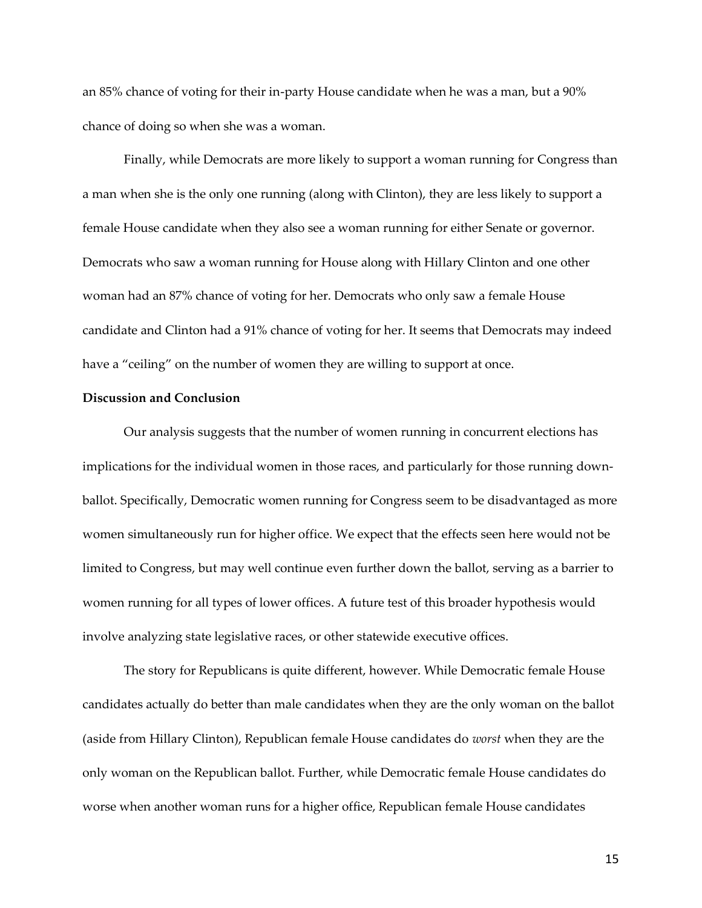an 85% chance of voting for their in-party House candidate when he was a man, but a 90% chance of doing so when she was a woman.

Finally, while Democrats are more likely to support a woman running for Congress than a man when she is the only one running (along with Clinton), they are less likely to support a female House candidate when they also see a woman running for either Senate or governor. Democrats who saw a woman running for House along with Hillary Clinton and one other woman had an 87% chance of voting for her. Democrats who only saw a female House candidate and Clinton had a 91% chance of voting for her. It seems that Democrats may indeed have a "ceiling" on the number of women they are willing to support at once.

**Discussion and Conclusion**

Our analysis suggests that the number of women running in concurrent elections has implications for the individual women in those races, and particularly for those running down-ballot. Specifically, Democratic women running for Congress seem to be disadvantaged as more women simultaneously run for higher office. We expect that the effects seen here would not be limited to Congress, but may well continue even further down the ballot, serving as a barrier to women running for all types of lower offices. A future test of this broader hypothesis would involve analyzing state legislative races, or other statewide executive offices.

The story for Republicans is quite different, however. While Democratic female House candidates actually do better than male candidates when they are the only woman on the ballot (aside from Hillary Clinton), Republican female House candidates do *worst* when they are the only woman on the Republican ballot. Further, while Democratic female House candidates do worse when another woman runs for a higher office, Republican female House candidates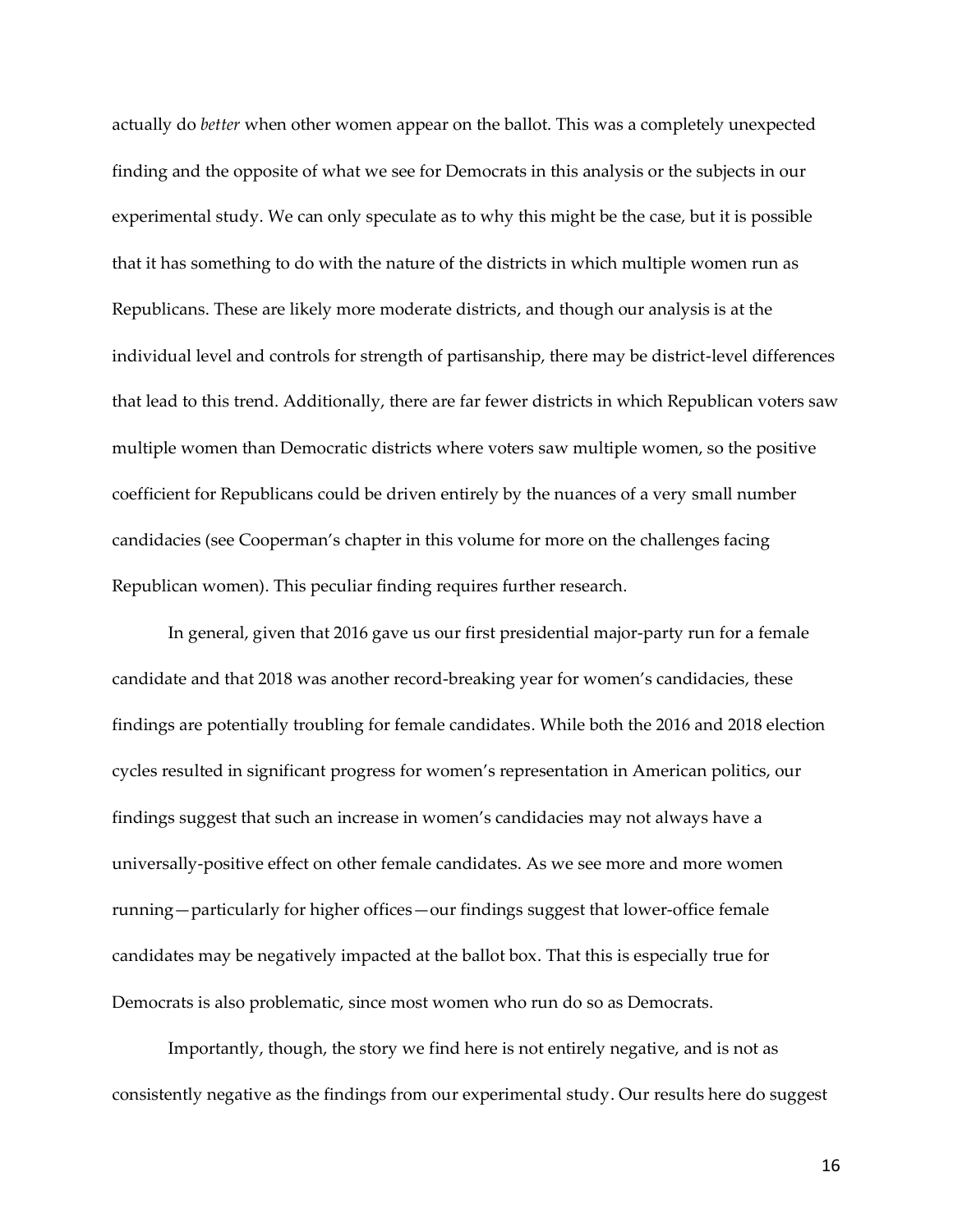actually do *better* when other women appear on the ballot. This was a completely unexpected finding and the opposite of what we see for Democrats in this analysis or the subjects in our experimental study. We can only speculate as to why this might be the case, but it is possible that it has something to do with the nature of the districts in which multiple women run as Republicans. These are likely more moderate districts, and though our analysis is at the individual level and controls for strength of partisanship, there may be district-level differences that lead to this trend. Additionally, there are far fewer districts in which Republican voters saw multiple women than Democratic districts where voters saw multiple women, so the positive coefficient for Republicans could be driven entirely by the nuances of a very small number candidacies (see Cooperman's chapter in this volume for more on the challenges facing Republican women). This peculiar finding requires further research.

In general, given that 2016 gave us our first presidential major-party run for a female candidate and that 2018 was another record-breaking year for women's candidacies, these findings are potentially troubling for female candidates. While both the 2016 and 2018 election cycles resulted in significant progress for women's representation in American politics, our findings suggest that such an increase in women's candidacies may not always have a universally-positive effect on other female candidates. As we see more and more women running—particularly for higher offices—our findings suggest that lower-office female candidates may be negatively impacted at the ballot box. That this is especially true for Democrats is also problematic, since most women who run do so as Democrats.

Importantly, though, the story we find here is not entirely negative, and is not as consistently negative as the findings from our experimental study. Our results here do suggest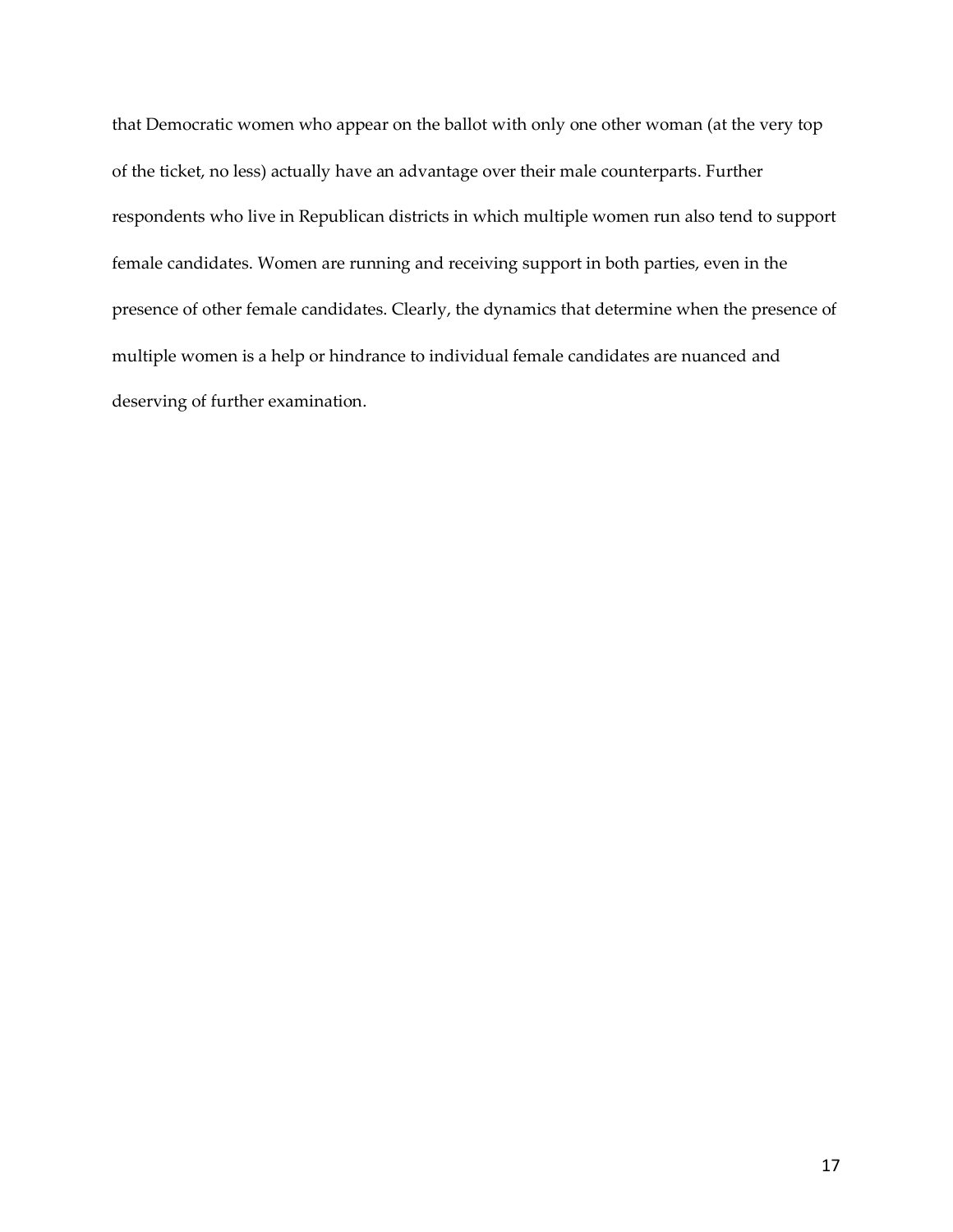that Democratic women who appear on the ballot with only one other woman (at the very top of the ticket, no less) actually have an advantage over their male counterparts. Further respondents who live in Republican districts in which multiple women run also tend to support female candidates. Women are running and receiving support in both parties, even in the presence of other female candidates. Clearly, the dynamics that determine when the presence of multiple women is a help or hindrance to individual female candidates are nuanced and deserving of further examination.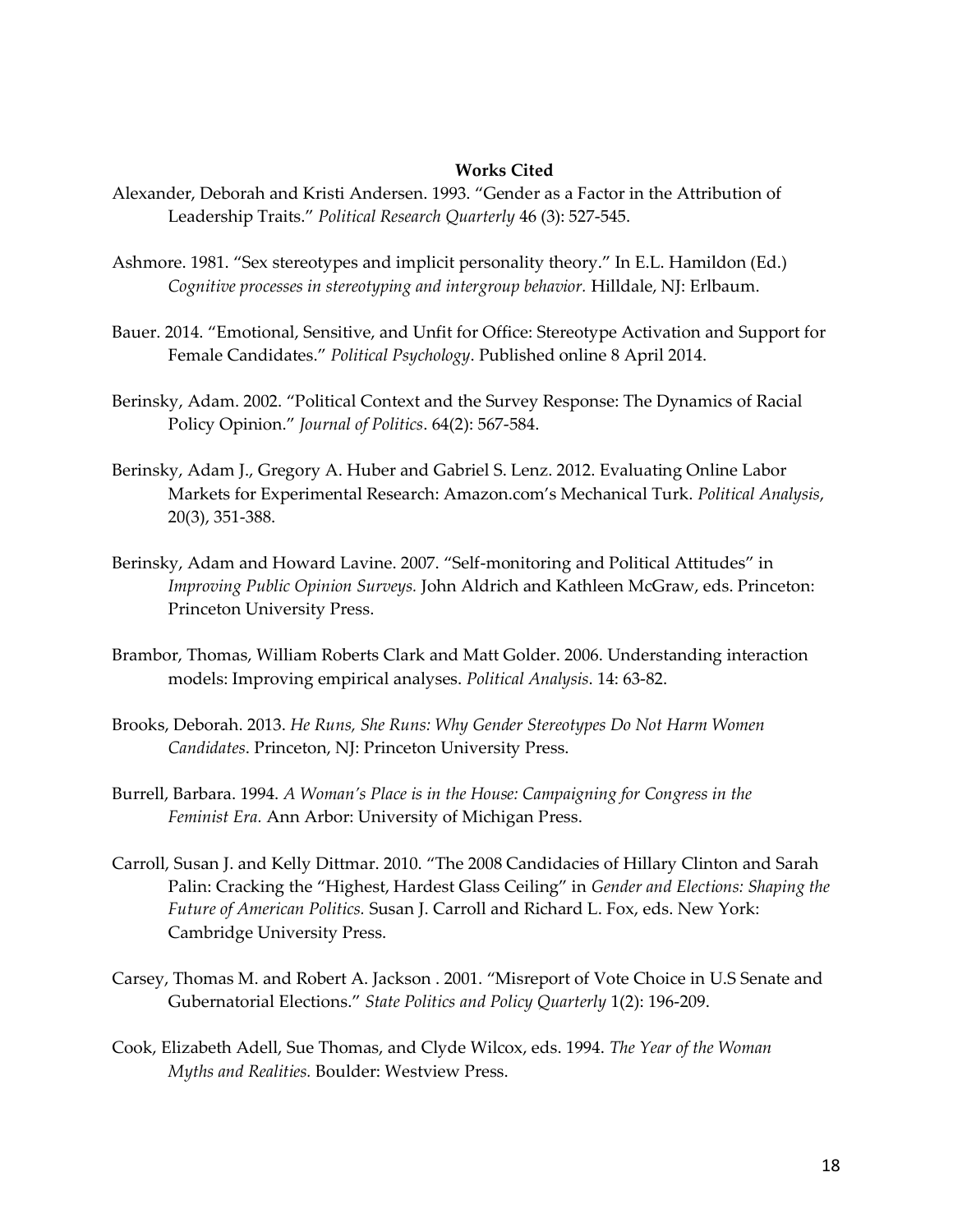**Works Cited**

Alexander, Deborah and Kristi Andersen. 1993. "Gender as a Factor in the Attribution of Leadership Traits." *Political Research Quarterly* 46 (3): 527-545.

Ashmore. 1981. "Sex stereotypes and implicit personality theory." In E.L. Hamildon (Ed.) *Cognitive processes in stereotyping and intergroup behavior.* Hilldale, NJ: Erlbaum.

Bauer. 2014. "Emotional, Sensitive, and Unfit for Office: Stereotype Activation and Support for Female Candidates." *Political Psychology*. Published online 8 April 2014.

Berinsky, Adam. 2002. "Political Context and the Survey Response: The Dynamics of Racial Policy Opinion." *Journal of Politics*. 64(2): 567-584.

Berinsky, Adam J., Gregory A. Huber and Gabriel S. Lenz. 2012. Evaluating Online Labor Markets for Experimental Research: Amazon.com's Mechanical Turk. *Political Analysis*, 20(3), 351-388.

Berinsky, Adam and Howard Lavine. 2007. "Self-monitoring and Political Attitudes" in *Improving Public Opinion Surveys.* John Aldrich and Kathleen McGraw, eds. Princeton: Princeton University Press.

Brambor, Thomas, William Roberts Clark and Matt Golder. 2006. Understanding interaction models: Improving empirical analyses. *Political Analysis*. 14: 63-82.

Brooks, Deborah. 2013. *He Runs, She Runs: Why Gender Stereotypes Do Not Harm Women Candidates*. Princeton, NJ: Princeton University Press.

Burrell, Barbara. 1994. *A Woman's Place is in the House: Campaigning for Congress in the Feminist Era.* Ann Arbor: University of Michigan Press.

Carroll, Susan J. and Kelly Dittmar. 2010. "The 2008 Candidacies of Hillary Clinton and Sarah Palin: Cracking the "Highest, Hardest Glass Ceiling" in *Gender and Elections: Shaping the Future of American Politics.* Susan J. Carroll and Richard L. Fox, eds. New York: Cambridge University Press.

Carsey, Thomas M. and Robert A. Jackson . 2001. "Misreport of Vote Choice in U.S Senate and Gubernatorial Elections." *State Politics and Policy Quarterly* 1(2): 196-209.

Cook, Elizabeth Adell, Sue Thomas, and Clyde Wilcox, eds. 1994. *The Year of the Woman Myths and Realities.* Boulder: Westview Press.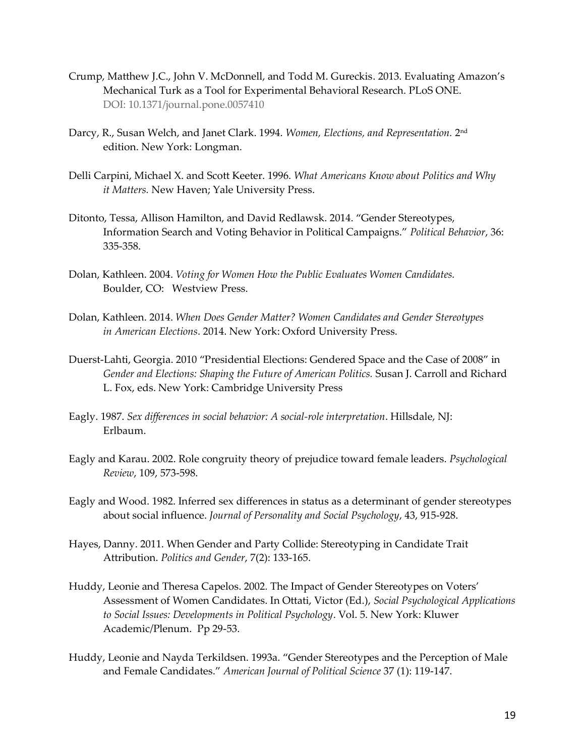Crump, Matthew J.C., John V. McDonnell, and Todd M. Gureckis. 2013. Evaluating Amazon's Mechanical Turk as a Tool for Experimental Behavioral Research. PLoS ONE. DOI: 10.1371/journal.pone.0057410

Darcy, R., Susan Welch, and Janet Clark. 1994. *Women, Elections, and Representation.* 2nd edition. New York: Longman.

Delli Carpini, Michael X. and Scott Keeter. 1996. *What Americans Know about Politics and Why it Matters.* New Haven; Yale University Press.

Ditonto, Tessa, Allison Hamilton, and David Redlawsk. 2014. "Gender Stereotypes, Information Search and Voting Behavior in Political Campaigns." *Political Behavior*, 36: 335-358.

Dolan, Kathleen. 2004. *Voting for Women How the Public Evaluates Women Candidates.* Boulder, CO: Westview Press.

Dolan, Kathleen. 2014. *When Does Gender Matter? Women Candidates and Gender Stereotypes in American Elections*. 2014. New York: Oxford University Press.

Duerst-Lahti, Georgia. 2010 "Presidential Elections: Gendered Space and the Case of 2008" in *Gender and Elections: Shaping the Future of American Politics.* Susan J. Carroll and Richard L. Fox, eds. New York: Cambridge University Press

Eagly. 1987. *Sex differences in social behavior: A social-role interpretation*. Hillsdale, NJ: Erlbaum.

Eagly and Karau. 2002. Role congruity theory of prejudice toward female leaders. *Psychological Review*, 109, 573-598.

Eagly and Wood. 1982. Inferred sex differences in status as a determinant of gender stereotypes about social influence. *Journal of Personality and Social Psychology*, 43, 915-928.

Hayes, Danny. 2011. When Gender and Party Collide: Stereotyping in Candidate Trait Attribution. *Politics and Gender*, 7(2): 133-165.

Huddy, Leonie and Theresa Capelos. 2002. The Impact of Gender Stereotypes on Voters' Assessment of Women Candidates. In Ottati, Victor (Ed.), *Social Psychological Applications to Social Issues: Developments in Political Psychology*. Vol. 5. New York: Kluwer Academic/Plenum. Pp 29-53.

Huddy, Leonie and Nayda Terkildsen. 1993a. "Gender Stereotypes and the Perception of Male and Female Candidates." *American Journal of Political Science* 37 (1): 119-147.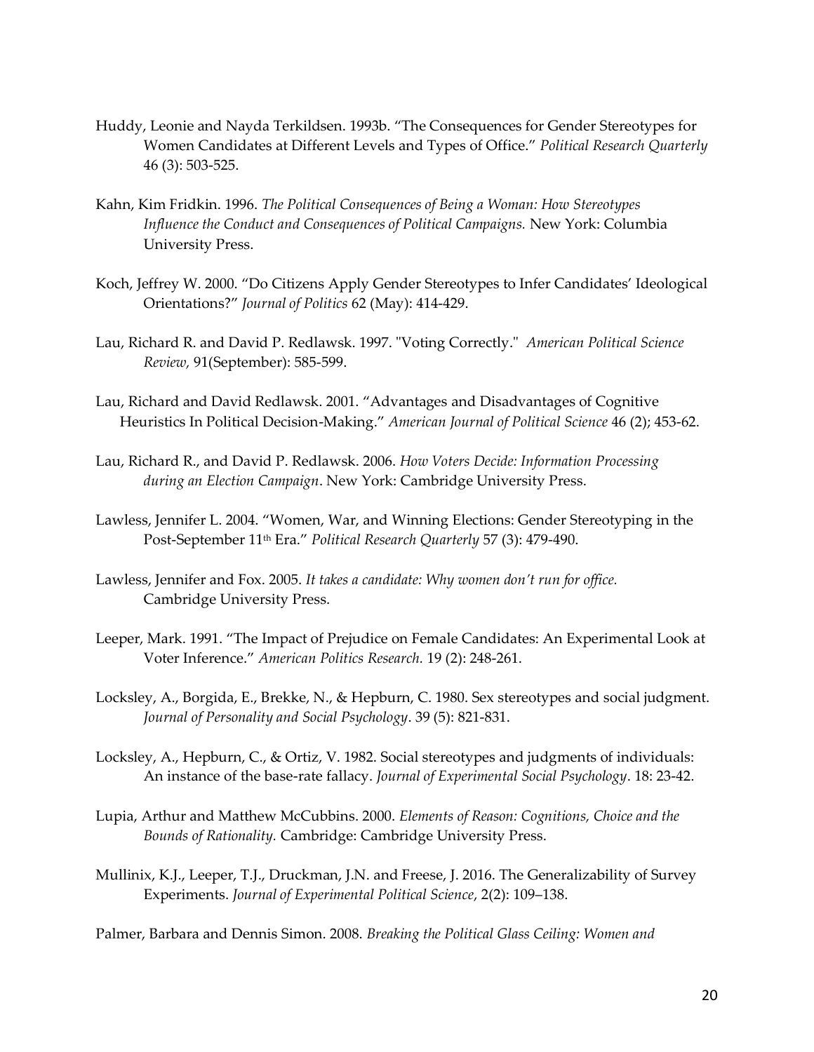Huddy, Leonie and Nayda Terkildsen. 1993b. "The Consequences for Gender Stereotypes for Women Candidates at Different Levels and Types of Office." *Political Research Quarterly* 46 (3): 503-525.

Kahn, Kim Fridkin. 1996. *The Political Consequences of Being a Woman: How Stereotypes Influence the Conduct and Consequences of Political Campaigns.* New York: Columbia University Press.

Koch, Jeffrey W. 2000. "Do Citizens Apply Gender Stereotypes to Infer Candidates' Ideological Orientations?" *Journal of Politics* 62 (May): 414-429.

Lau, Richard R. and David P. Redlawsk. 1997. "Voting Correctly." *American Political Science Review,* 91(September): 585-599.

Lau, Richard and David Redlawsk. 2001. "Advantages and Disadvantages of Cognitive Heuristics In Political Decision-Making." *American Journal of Political Science* 46 (2); 453-62.

Lau, Richard R., and David P. Redlawsk. 2006. *How Voters Decide: Information Processing during an Election Campaign*. New York: Cambridge University Press.

Lawless, Jennifer L. 2004. "Women, War, and Winning Elections: Gender Stereotyping in the Post-September 11th Era." *Political Research Quarterly* 57 (3): 479-490.

Lawless, Jennifer and Fox. 2005. *It takes a candidate: Why women don't run for office.* Cambridge University Press.

Leeper, Mark. 1991. "The Impact of Prejudice on Female Candidates: An Experimental Look at Voter Inference." *American Politics Research.* 19 (2): 248-261.

Locksley, A., Borgida, E., Brekke, N., & Hepburn, C. 1980. Sex stereotypes and social judgment. *Journal of Personality and Social Psychology*. 39 (5): 821-831.

Locksley, A., Hepburn, C., & Ortiz, V. 1982. Social stereotypes and judgments of individuals: An instance of the base-rate fallacy. *Journal of Experimental Social Psychology*. 18: 23-42.

Lupia, Arthur and Matthew McCubbins. 2000. *Elements of Reason: Cognitions, Choice and the Bounds of Rationality.* Cambridge: Cambridge University Press.

Mullinix, K.J., Leeper, T.J., Druckman, J.N. and Freese, J. 2016. The Generalizability of Survey Experiments. *Journal of Experimental Political Science*, 2(2): 109–138.

Palmer, Barbara and Dennis Simon. 2008. *Breaking the Political Glass Ceiling: Women and*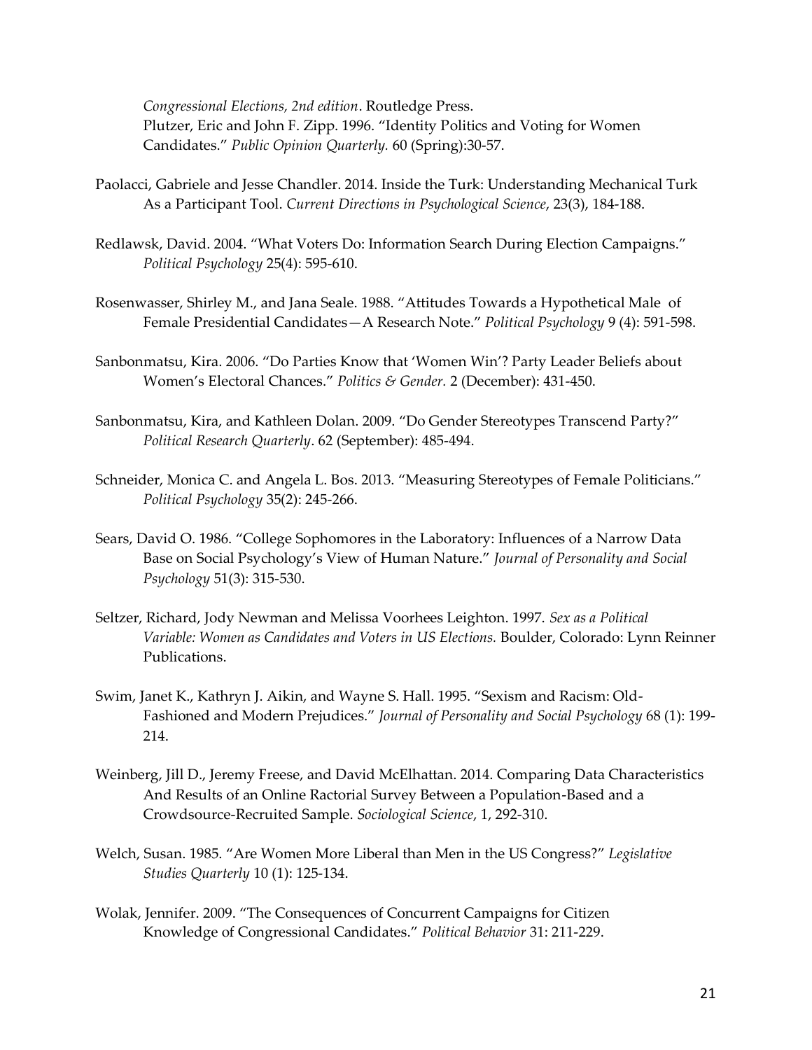*Congressional Elections, 2nd edition*. Routledge Press.
Plutzer, Eric and John F. Zipp. 1996. "Identity Politics and Voting for Women Candidates." *Public Opinion Quarterly.* 60 (Spring):30-57.

Paolacci, Gabriele and Jesse Chandler. 2014. Inside the Turk: Understanding Mechanical Turk As a Participant Tool. *Current Directions in Psychological Science*, 23(3), 184-188.

Redlawsk, David. 2004. "What Voters Do: Information Search During Election Campaigns." *Political Psychology* 25(4): 595-610.

Rosenwasser, Shirley M., and Jana Seale. 1988. "Attitudes Towards a Hypothetical Male of Female Presidential Candidates—A Research Note." *Political Psychology* 9 (4): 591-598.

Sanbonmatsu, Kira. 2006. "Do Parties Know that 'Women Win'? Party Leader Beliefs about Women's Electoral Chances." *Politics & Gender.* 2 (December): 431-450.

Sanbonmatsu, Kira, and Kathleen Dolan. 2009. "Do Gender Stereotypes Transcend Party?" *Political Research Quarterly*. 62 (September): 485-494.

Schneider, Monica C. and Angela L. Bos. 2013. "Measuring Stereotypes of Female Politicians." *Political Psychology* 35(2): 245-266.

Sears, David O. 1986. "College Sophomores in the Laboratory: Influences of a Narrow Data Base on Social Psychology's View of Human Nature." *Journal of Personality and Social Psychology* 51(3): 315-530.

Seltzer, Richard, Jody Newman and Melissa Voorhees Leighton. 1997. *Sex as a Political Variable: Women as Candidates and Voters in US Elections.* Boulder, Colorado: Lynn Reinner Publications.

Swim, Janet K., Kathryn J. Aikin, and Wayne S. Hall. 1995. "Sexism and Racism: Old-Fashioned and Modern Prejudices." *Journal of Personality and Social Psychology* 68 (1): 199-214.

Weinberg, Jill D., Jeremy Freese, and David McElhattan. 2014. Comparing Data Characteristics And Results of an Online Ractorial Survey Between a Population-Based and a Crowdsource-Recruited Sample. *Sociological Science*, 1, 292-310.

Welch, Susan. 1985. "Are Women More Liberal than Men in the US Congress?" *Legislative Studies Quarterly* 10 (1): 125-134.

Wolak, Jennifer. 2009. "The Consequences of Concurrent Campaigns for Citizen Knowledge of Congressional Candidates." *Political Behavior* 31: 211-229.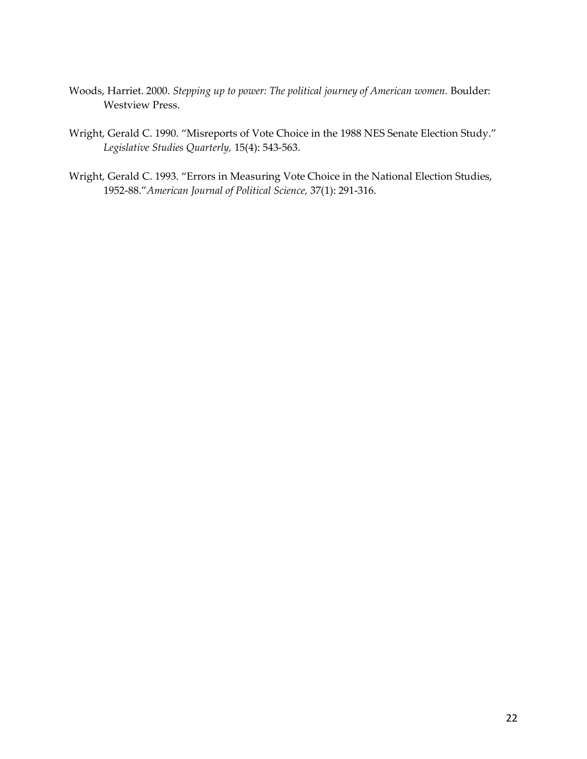Woods, Harriet. 2000. *Stepping up to power: The political journey of American women.* Boulder: Westview Press.

Wright, Gerald C. 1990. "Misreports of Vote Choice in the 1988 NES Senate Election Study." *Legislative Studies Quarterly*, 15(4): 543-563.

Wright, Gerald C. 1993. "Errors in Measuring Vote Choice in the National Election Studies, 1952-88." *American Journal of Political Science*, 37(1): 291-316.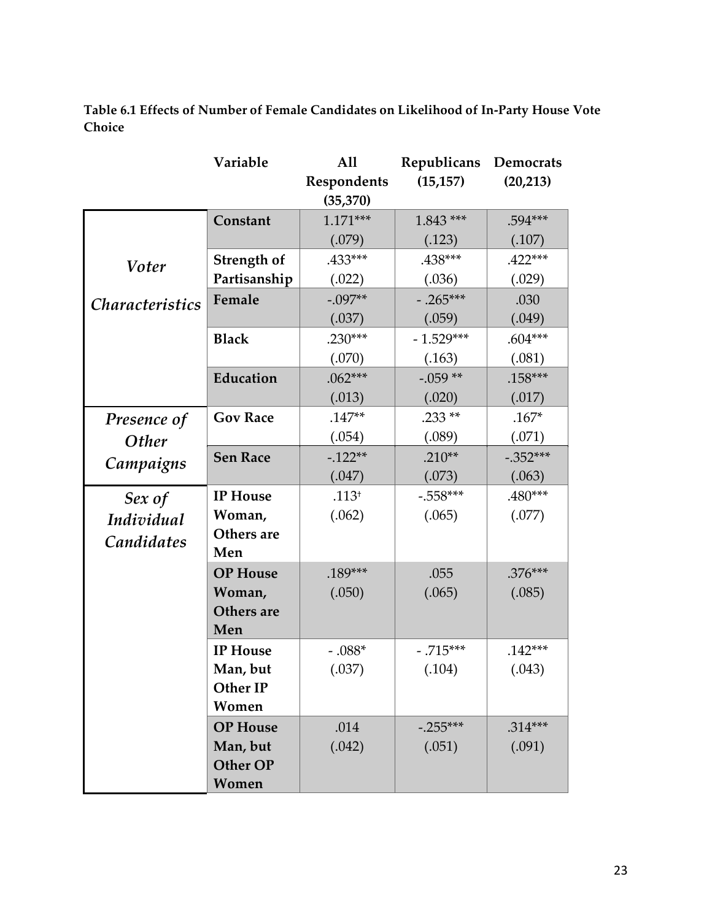**Table 6.1 Effects of Number of Female Candidates on Likelihood of In-Party House Vote Choice**

| | Variable | All Respondents (35,370) | Republicans (15,157) | Democrats (20,213) |
|---|---|---|---|---|
| | **Constant** | 1.171*** (.079) | 1.843 *** (.123) | .594*** (.107) |
| *Voter Characteristics* | **Strength of Partisanship** | .433*** (.022) | .438*** (.036) | .422*** (.029) |
| | **Female** | -.097** (.037) | - .265*** (.059) | .030 (.049) |
| | **Black** | .230*** (.070) | - 1.529*** (.163) | .604*** (.081) |
| | **Education** | .062*** (.013) | -.059 ** (.020) | .158*** (.017) |
| *Presence of Other Campaigns* | **Gov Race** | .147** (.054) | .233 ** (.089) | .167* (.071) |
| | **Sen Race** | -.122** (.047) | .210** (.073) | -.352*** (.063) |
| *Sex of Individual Candidates* | **IP House Woman, Others are Men** | .113† (.062) | -.558*** (.065) | .480*** (.077) |
| | **OP House Woman, Others are Men** | .189*** (.050) | .055 (.065) | .376*** (.085) |
| | **IP House Man, but Other IP Women** | - .088* (.037) | - .715*** (.104) | .142*** (.043) |
| | **OP House Man, but Other OP Women** | .014 (.042) | -.255*** (.051) | .314*** (.091) |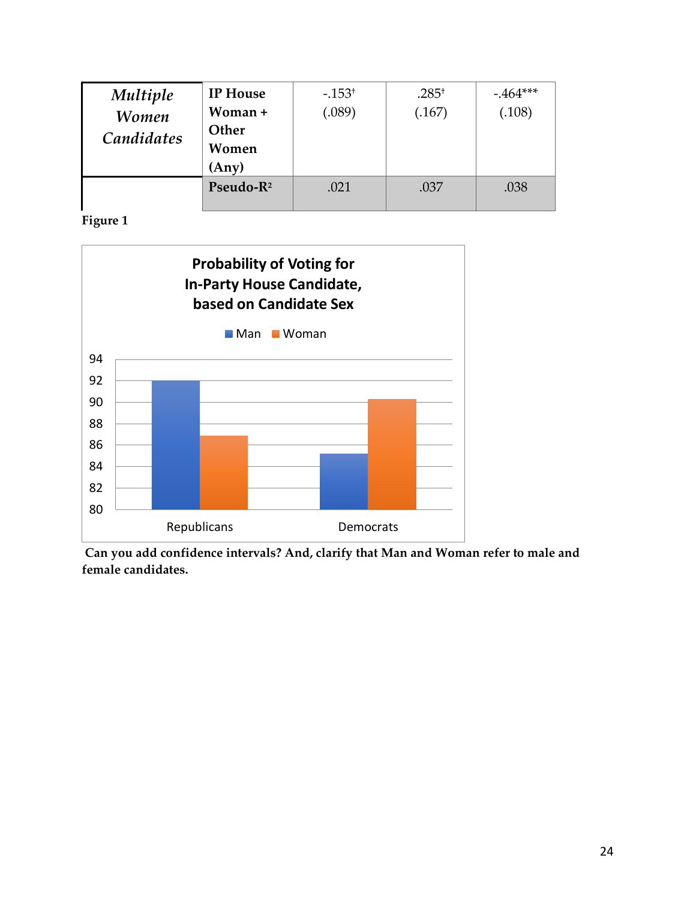| | | | | |
|---|---|---|---|---|
| *Multiple Women Candidates* | **IP House Woman + Other Women (Any)** | -.153$^{\dagger}$ (.089) | .285$^{\dagger}$ (.167) | -.464$^{***}$ (.108) |
| | **Pseudo-$R^2$** | .021 | .037 | .038 |

**Figure 1**

**Probability of Voting for In-Party House Candidate, based on Candidate Sex**

Man | Woman

Republicans | Democrats

**Can you add confidence intervals? And, clarify that Man and Woman refer to male and female candidates.**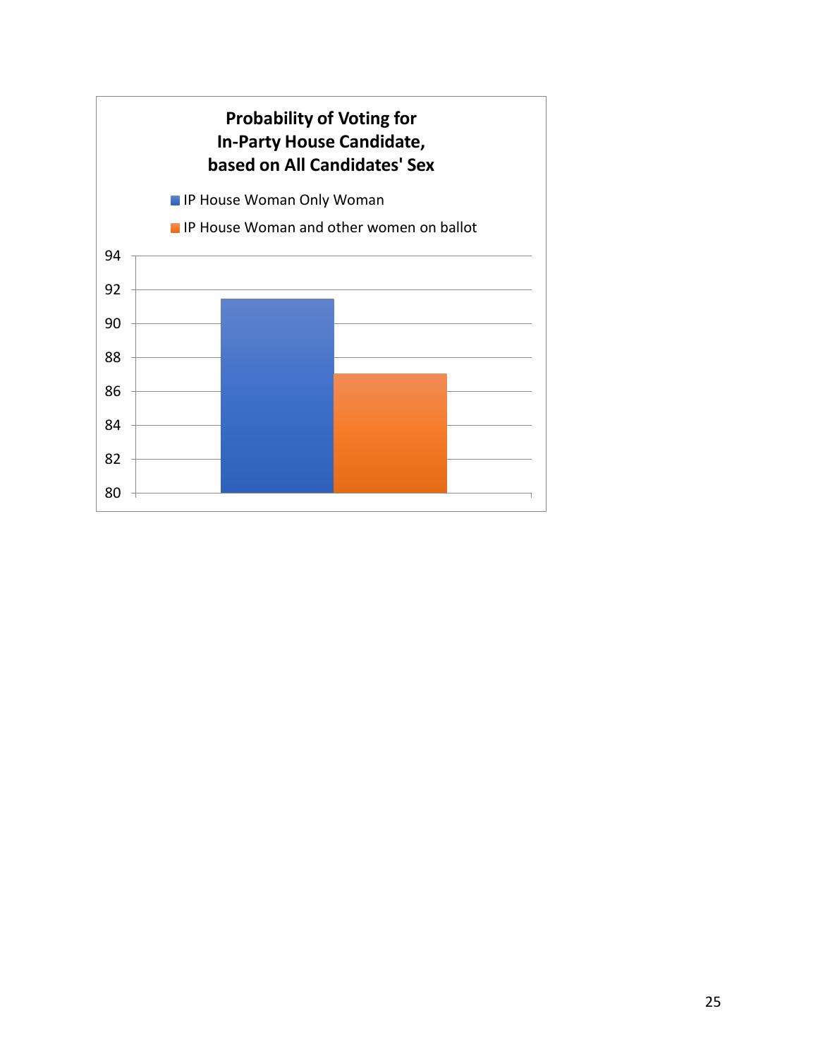**Probability of Voting for In-Party House Candidate, based on All Candidates' Sex**

IP House Woman Only Woman

IP House Woman and other women on ballot

94
92
90
88
86
84
82
80